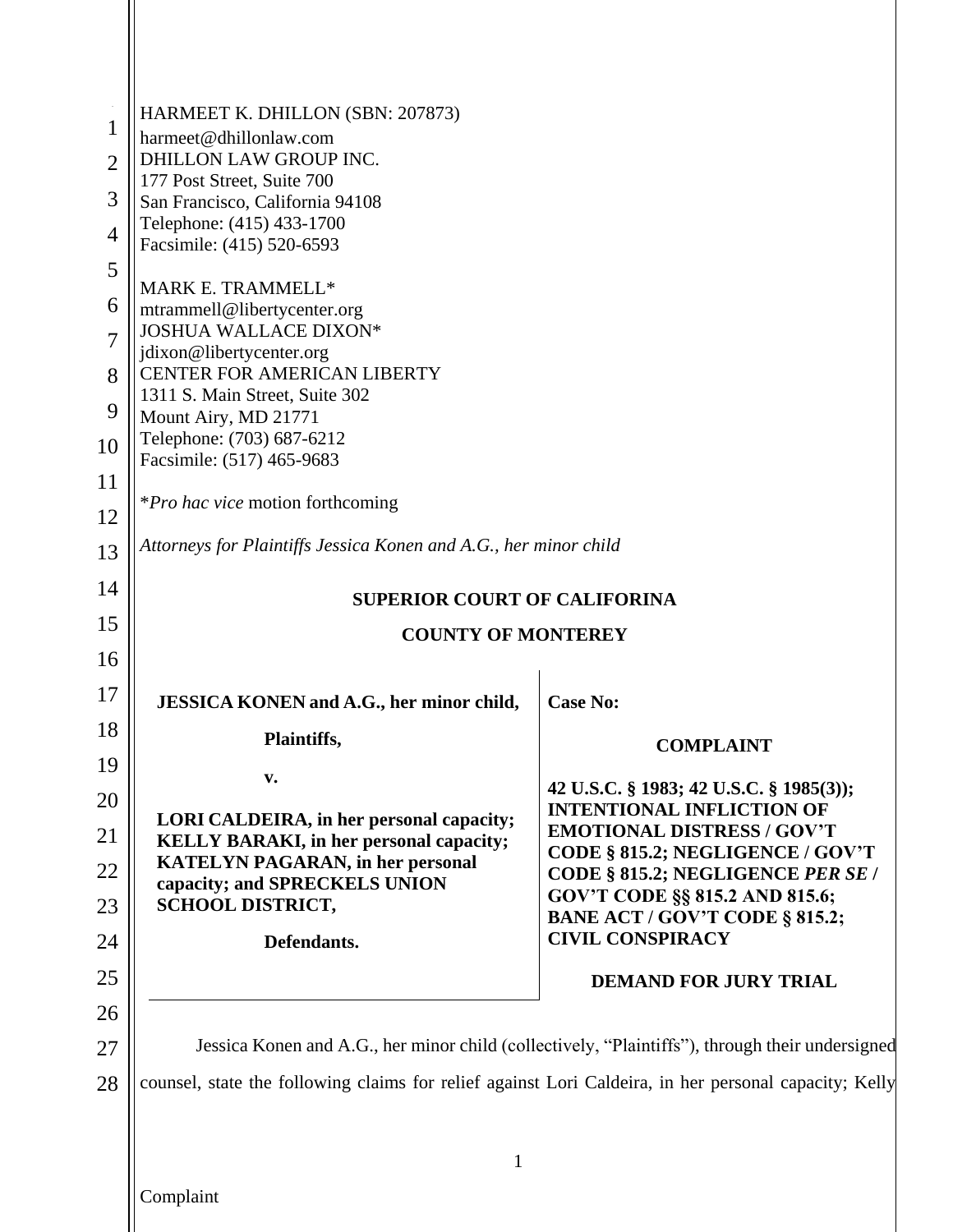HARMEET K. DHILLON (SBN: 207873)
harmeet@dhillonlaw.com
DHILLON LAW GROUP INC.
177 Post Street, Suite 700
San Francisco, California 94108
Telephone: (415) 433-1700
Facsimile: (415) 520-6593

MARK E. TRAMMELL*
mtrammell@libertycenter.org
JOSHUA WALLACE DIXON*
jdixon@libertycenter.org
CENTER FOR AMERICAN LIBERTY
1311 S. Main Street, Suite 302
Mount Airy, MD 21771
Telephone: (703) 687-6212
Facsimile: (517) 465-9683

**Pro hac vice* motion forthcoming

*Attorneys for Plaintiffs Jessica Konen and A.G., her minor child*

**SUPERIOR COURT OF CALIFORINA**

**COUNTY OF MONTEREY**

| | |
|---|---|
| **JESSICA KONEN and A.G., her minor child,**<br><br>**Plaintiffs,**<br><br>**v.**<br><br>**LORI CALDEIRA, in her personal capacity; KELLY BARAKI, in her personal capacity; KATELYN PAGARAN, in her personal capacity; and SPRECKELS UNION SCHOOL DISTRICT,**<br><br>**Defendants.** | **Case No:**<br><br>**COMPLAINT**<br><br>**42 U.S.C. § 1983; 42 U.S.C. § 1985(3)); INTENTIONAL INFLICTION OF EMOTIONAL DISTRESS / GOV'T CODE § 815.2; NEGLIGENCE / GOV'T CODE § 815.2; NEGLIGENCE *PER SE* / GOV'T CODE §§ 815.2 AND 815.6; BANE ACT / GOV'T CODE § 815.2; CIVIL CONSPIRACY**<br><br>**DEMAND FOR JURY TRIAL** |

Jessica Konen and A.G., her minor child (collectively, "Plaintiffs"), through their undersigned counsel, state the following claims for relief against Lori Caldeira, in her personal capacity; Kelly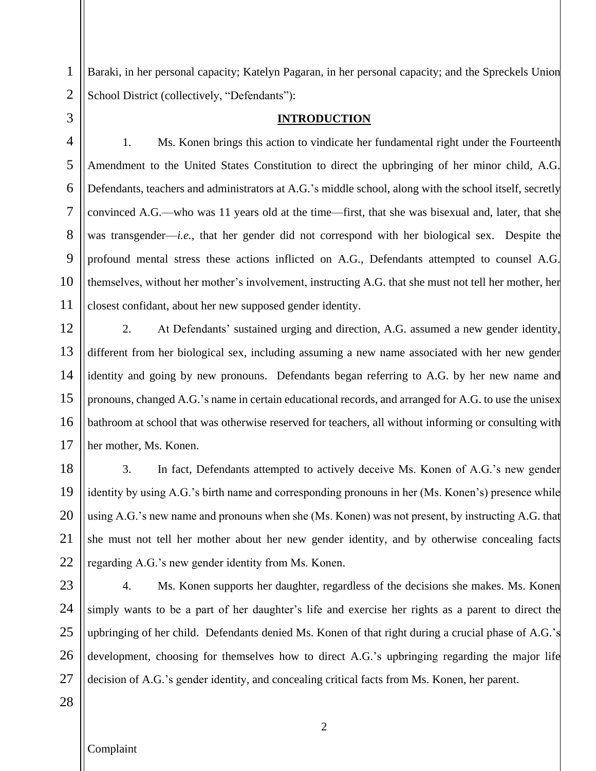Baraki, in her personal capacity; Katelyn Pagaran, in her personal capacity; and the Spreckels Union School District (collectively, "Defendants"):

## INTRODUCTION

1. Ms. Konen brings this action to vindicate her fundamental right under the Fourteenth Amendment to the United States Constitution to direct the upbringing of her minor child, A.G. Defendants, teachers and administrators at A.G.'s middle school, along with the school itself, secretly convinced A.G.—who was 11 years old at the time—first, that she was bisexual and, later, that she was transgender—*i.e.*, that her gender did not correspond with her biological sex. Despite the profound mental stress these actions inflicted on A.G., Defendants attempted to counsel A.G. themselves, without her mother's involvement, instructing A.G. that she must not tell her mother, her closest confidant, about her new supposed gender identity.

2. At Defendants' sustained urging and direction, A.G. assumed a new gender identity, different from her biological sex, including assuming a new name associated with her new gender identity and going by new pronouns. Defendants began referring to A.G. by her new name and pronouns, changed A.G.'s name in certain educational records, and arranged for A.G. to use the unisex bathroom at school that was otherwise reserved for teachers, all without informing or consulting with her mother, Ms. Konen.

3. In fact, Defendants attempted to actively deceive Ms. Konen of A.G.'s new gender identity by using A.G.'s birth name and corresponding pronouns in her (Ms. Konen's) presence while using A.G.'s new name and pronouns when she (Ms. Konen) was not present, by instructing A.G. that she must not tell her mother about her new gender identity, and by otherwise concealing facts regarding A.G.'s new gender identity from Ms. Konen.

4. Ms. Konen supports her daughter, regardless of the decisions she makes. Ms. Konen simply wants to be a part of her daughter's life and exercise her rights as a parent to direct the upbringing of her child. Defendants denied Ms. Konen of that right during a crucial phase of A.G.'s development, choosing for themselves how to direct A.G.'s upbringing regarding the major life decision of A.G.'s gender identity, and concealing critical facts from Ms. Konen, her parent.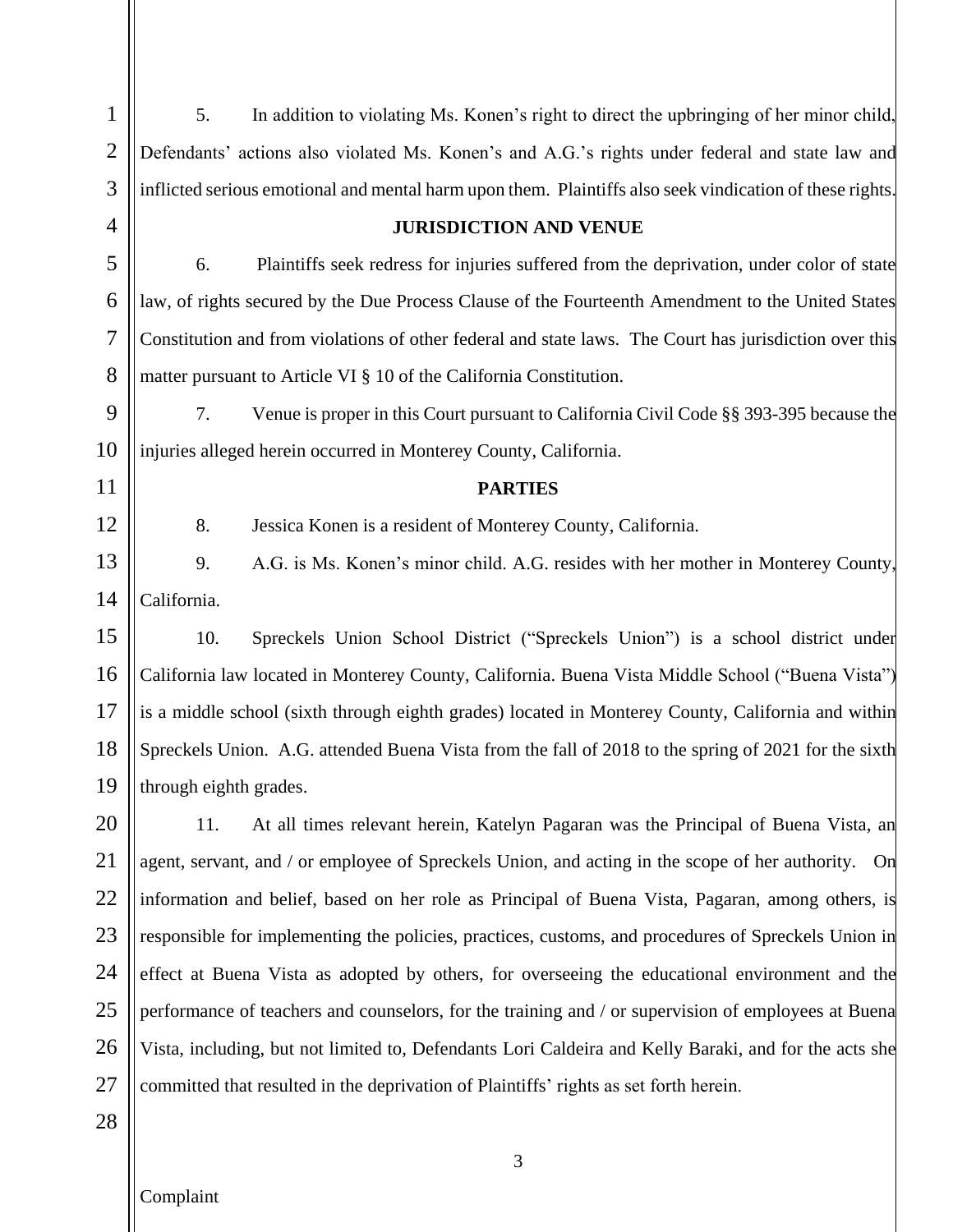5. In addition to violating Ms. Konen's right to direct the upbringing of her minor child, Defendants' actions also violated Ms. Konen's and A.G.'s rights under federal and state law and inflicted serious emotional and mental harm upon them. Plaintiffs also seek vindication of these rights.

**JURISDICTION AND VENUE**

6. Plaintiffs seek redress for injuries suffered from the deprivation, under color of state law, of rights secured by the Due Process Clause of the Fourteenth Amendment to the United States Constitution and from violations of other federal and state laws. The Court has jurisdiction over this matter pursuant to Article VI § 10 of the California Constitution.

7. Venue is proper in this Court pursuant to California Civil Code §§ 393-395 because the injuries alleged herein occurred in Monterey County, California.

**PARTIES**

8. Jessica Konen is a resident of Monterey County, California.

9. A.G. is Ms. Konen's minor child. A.G. resides with her mother in Monterey County, California.

10. Spreckels Union School District ("Spreckels Union") is a school district under California law located in Monterey County, California. Buena Vista Middle School ("Buena Vista") is a middle school (sixth through eighth grades) located in Monterey County, California and within Spreckels Union. A.G. attended Buena Vista from the fall of 2018 to the spring of 2021 for the sixth through eighth grades.

11. At all times relevant herein, Katelyn Pagaran was the Principal of Buena Vista, an agent, servant, and / or employee of Spreckels Union, and acting in the scope of her authority. On information and belief, based on her role as Principal of Buena Vista, Pagaran, among others, is responsible for implementing the policies, practices, customs, and procedures of Spreckels Union in effect at Buena Vista as adopted by others, for overseeing the educational environment and the performance of teachers and counselors, for the training and / or supervision of employees at Buena Vista, including, but not limited to, Defendants Lori Caldeira and Kelly Baraki, and for the acts she committed that resulted in the deprivation of Plaintiffs' rights as set forth herein.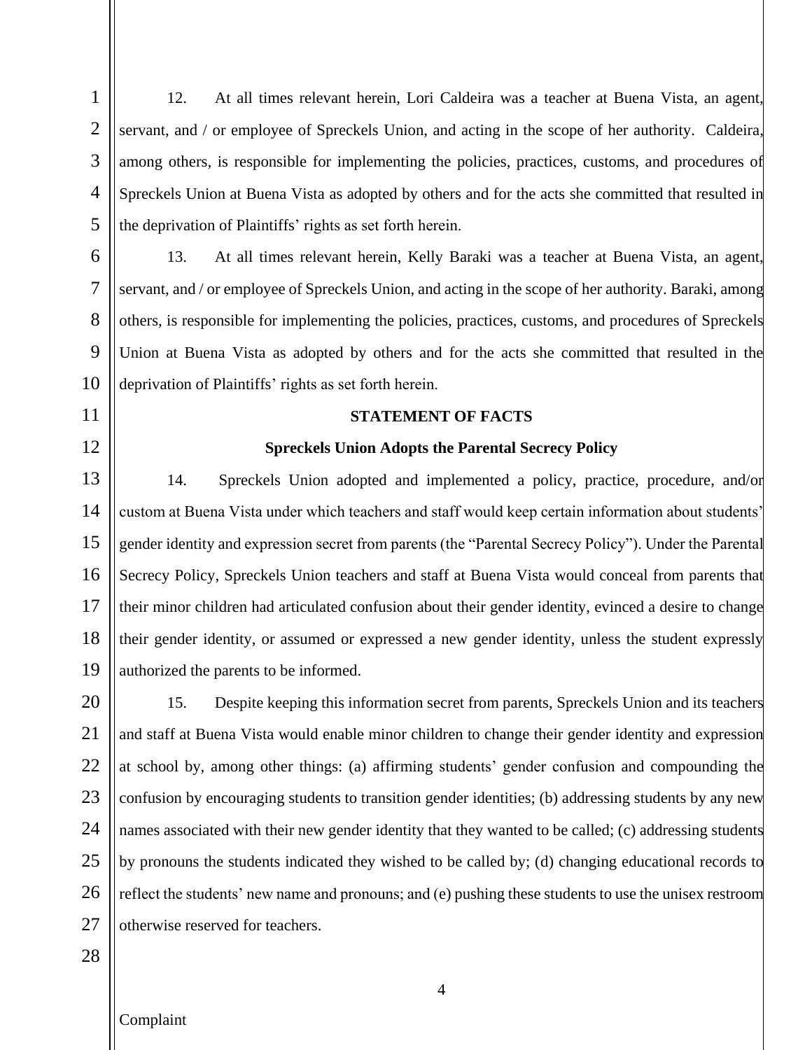12. At all times relevant herein, Lori Caldeira was a teacher at Buena Vista, an agent, servant, and / or employee of Spreckels Union, and acting in the scope of her authority. Caldeira, among others, is responsible for implementing the policies, practices, customs, and procedures of Spreckels Union at Buena Vista as adopted by others and for the acts she committed that resulted in the deprivation of Plaintiffs' rights as set forth herein.

13. At all times relevant herein, Kelly Baraki was a teacher at Buena Vista, an agent, servant, and / or employee of Spreckels Union, and acting in the scope of her authority. Baraki, among others, is responsible for implementing the policies, practices, customs, and procedures of Spreckels Union at Buena Vista as adopted by others and for the acts she committed that resulted in the deprivation of Plaintiffs' rights as set forth herein.

## STATEMENT OF FACTS

### Spreckels Union Adopts the Parental Secrecy Policy

14. Spreckels Union adopted and implemented a policy, practice, procedure, and/or custom at Buena Vista under which teachers and staff would keep certain information about students' gender identity and expression secret from parents (the "Parental Secrecy Policy"). Under the Parental Secrecy Policy, Spreckels Union teachers and staff at Buena Vista would conceal from parents that their minor children had articulated confusion about their gender identity, evinced a desire to change their gender identity, or assumed or expressed a new gender identity, unless the student expressly authorized the parents to be informed.

15. Despite keeping this information secret from parents, Spreckels Union and its teachers and staff at Buena Vista would enable minor children to change their gender identity and expression at school by, among other things: (a) affirming students' gender confusion and compounding the confusion by encouraging students to transition gender identities; (b) addressing students by any new names associated with their new gender identity that they wanted to be called; (c) addressing students by pronouns the students indicated they wished to be called by; (d) changing educational records to reflect the students' new name and pronouns; and (e) pushing these students to use the unisex restroom otherwise reserved for teachers.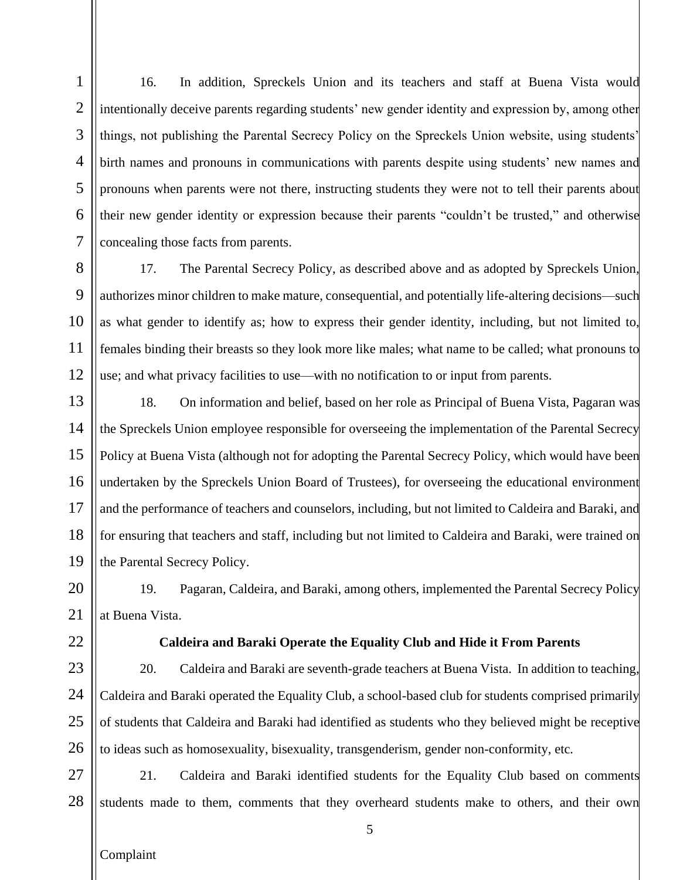16. In addition, Spreckels Union and its teachers and staff at Buena Vista would intentionally deceive parents regarding students' new gender identity and expression by, among other things, not publishing the Parental Secrecy Policy on the Spreckels Union website, using students' birth names and pronouns in communications with parents despite using students' new names and pronouns when parents were not there, instructing students they were not to tell their parents about their new gender identity or expression because their parents "couldn't be trusted," and otherwise concealing those facts from parents.

17. The Parental Secrecy Policy, as described above and as adopted by Spreckels Union, authorizes minor children to make mature, consequential, and potentially life-altering decisions—such as what gender to identify as; how to express their gender identity, including, but not limited to, females binding their breasts so they look more like males; what name to be called; what pronouns to use; and what privacy facilities to use—with no notification to or input from parents.

18. On information and belief, based on her role as Principal of Buena Vista, Pagaran was the Spreckels Union employee responsible for overseeing the implementation of the Parental Secrecy Policy at Buena Vista (although not for adopting the Parental Secrecy Policy, which would have been undertaken by the Spreckels Union Board of Trustees), for overseeing the educational environment and the performance of teachers and counselors, including, but not limited to Caldeira and Baraki, and for ensuring that teachers and staff, including but not limited to Caldeira and Baraki, were trained on the Parental Secrecy Policy.

19. Pagaran, Caldeira, and Baraki, among others, implemented the Parental Secrecy Policy at Buena Vista.

**Caldeira and Baraki Operate the Equality Club and Hide it From Parents**

20. Caldeira and Baraki are seventh-grade teachers at Buena Vista. In addition to teaching, Caldeira and Baraki operated the Equality Club, a school-based club for students comprised primarily of students that Caldeira and Baraki had identified as students who they believed might be receptive to ideas such as homosexuality, bisexuality, transgenderism, gender non-conformity, etc.

21. Caldeira and Baraki identified students for the Equality Club based on comments students made to them, comments that they overheard students make to others, and their own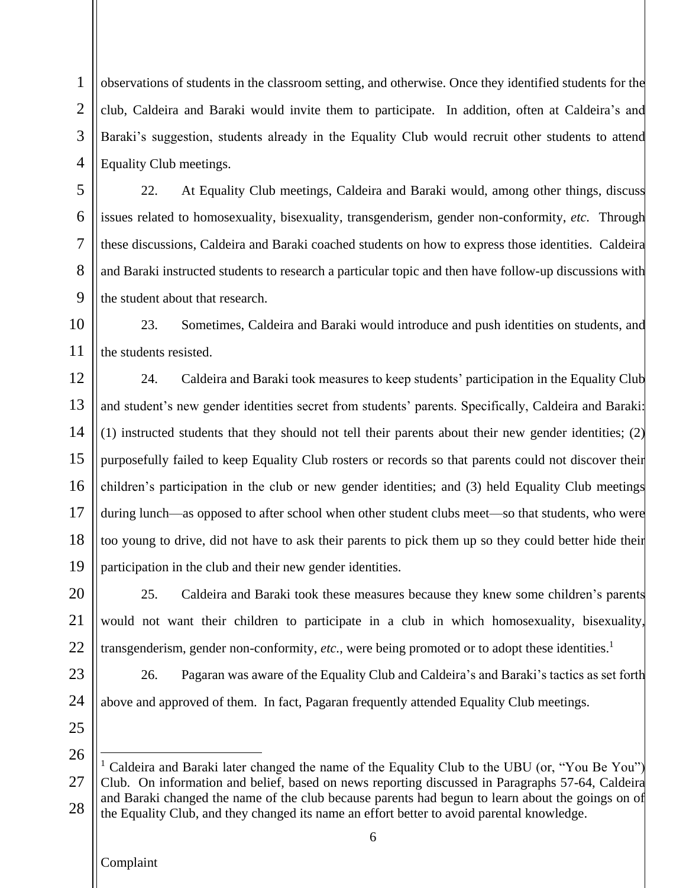observations of students in the classroom setting, and otherwise. Once they identified students for the club, Caldeira and Baraki would invite them to participate. In addition, often at Caldeira's and Baraki's suggestion, students already in the Equality Club would recruit other students to attend Equality Club meetings.

22. At Equality Club meetings, Caldeira and Baraki would, among other things, discuss issues related to homosexuality, bisexuality, transgenderism, gender non-conformity, *etc.* Through these discussions, Caldeira and Baraki coached students on how to express those identities. Caldeira and Baraki instructed students to research a particular topic and then have follow-up discussions with the student about that research.

23. Sometimes, Caldeira and Baraki would introduce and push identities on students, and the students resisted.

24. Caldeira and Baraki took measures to keep students' participation in the Equality Club and student's new gender identities secret from students' parents. Specifically, Caldeira and Baraki: (1) instructed students that they should not tell their parents about their new gender identities; (2) purposefully failed to keep Equality Club rosters or records so that parents could not discover their children's participation in the club or new gender identities; and (3) held Equality Club meetings during lunch—as opposed to after school when other student clubs meet—so that students, who were too young to drive, did not have to ask their parents to pick them up so they could better hide their participation in the club and their new gender identities.

25. Caldeira and Baraki took these measures because they knew some children's parents would not want their children to participate in a club in which homosexuality, bisexuality, transgenderism, gender non-conformity, *etc.*, were being promoted or to adopt these identities.[1]

26. Pagaran was aware of the Equality Club and Caldeira's and Baraki's tactics as set forth above and approved of them. In fact, Pagaran frequently attended Equality Club meetings.

---

[1] Caldeira and Baraki later changed the name of the Equality Club to the UBU (or, "You Be You") Club. On information and belief, based on news reporting discussed in Paragraphs 57-64, Caldeira and Baraki changed the name of the club because parents had begun to learn about the goings on of the Equality Club, and they changed its name an effort better to avoid parental knowledge.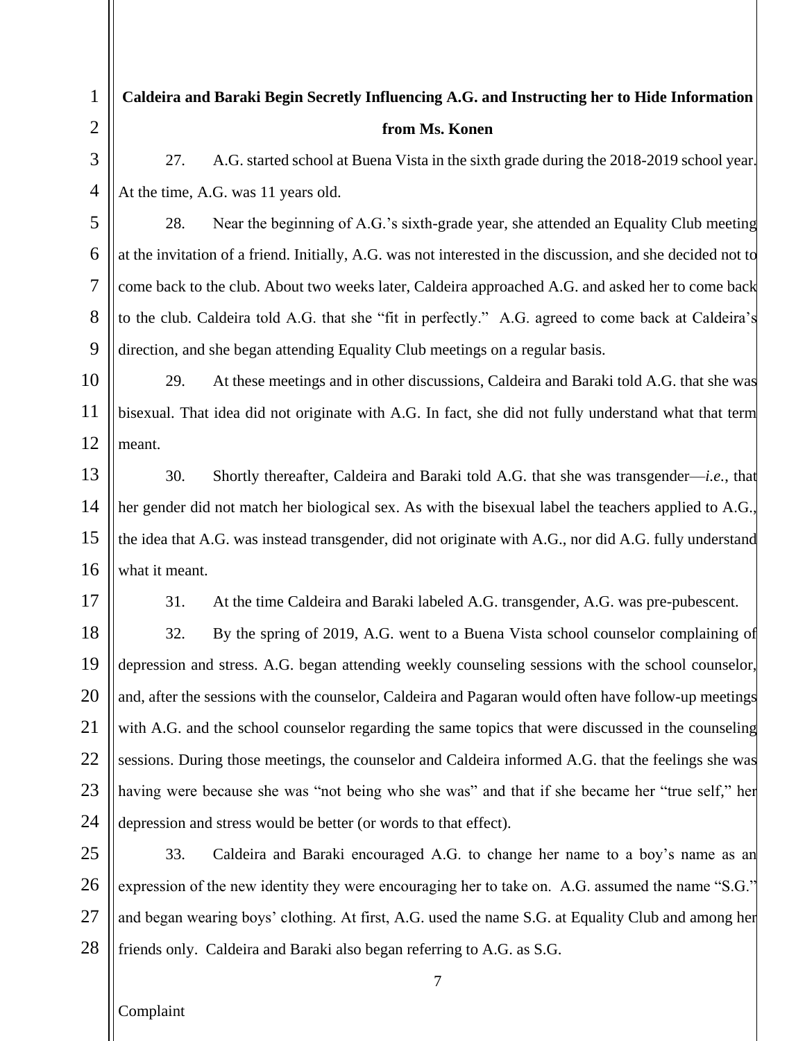**Caldeira and Baraki Begin Secretly Influencing A.G. and Instructing her to Hide Information from Ms. Konen**

27. A.G. started school at Buena Vista in the sixth grade during the 2018-2019 school year. At the time, A.G. was 11 years old.

28. Near the beginning of A.G.'s sixth-grade year, she attended an Equality Club meeting at the invitation of a friend. Initially, A.G. was not interested in the discussion, and she decided not to come back to the club. About two weeks later, Caldeira approached A.G. and asked her to come back to the club. Caldeira told A.G. that she "fit in perfectly." A.G. agreed to come back at Caldeira's direction, and she began attending Equality Club meetings on a regular basis.

29. At these meetings and in other discussions, Caldeira and Baraki told A.G. that she was bisexual. That idea did not originate with A.G. In fact, she did not fully understand what that term meant.

30. Shortly thereafter, Caldeira and Baraki told A.G. that she was transgender—*i.e.*, that her gender did not match her biological sex. As with the bisexual label the teachers applied to A.G., the idea that A.G. was instead transgender, did not originate with A.G., nor did A.G. fully understand what it meant.

31. At the time Caldeira and Baraki labeled A.G. transgender, A.G. was pre-pubescent.

32. By the spring of 2019, A.G. went to a Buena Vista school counselor complaining of depression and stress. A.G. began attending weekly counseling sessions with the school counselor, and, after the sessions with the counselor, Caldeira and Pagaran would often have follow-up meetings with A.G. and the school counselor regarding the same topics that were discussed in the counseling sessions. During those meetings, the counselor and Caldeira informed A.G. that the feelings she was having were because she was "not being who she was" and that if she became her "true self," her depression and stress would be better (or words to that effect).

33. Caldeira and Baraki encouraged A.G. to change her name to a boy's name as an expression of the new identity they were encouraging her to take on. A.G. assumed the name "S.G." and began wearing boys' clothing. At first, A.G. used the name S.G. at Equality Club and among her friends only. Caldeira and Baraki also began referring to A.G. as S.G.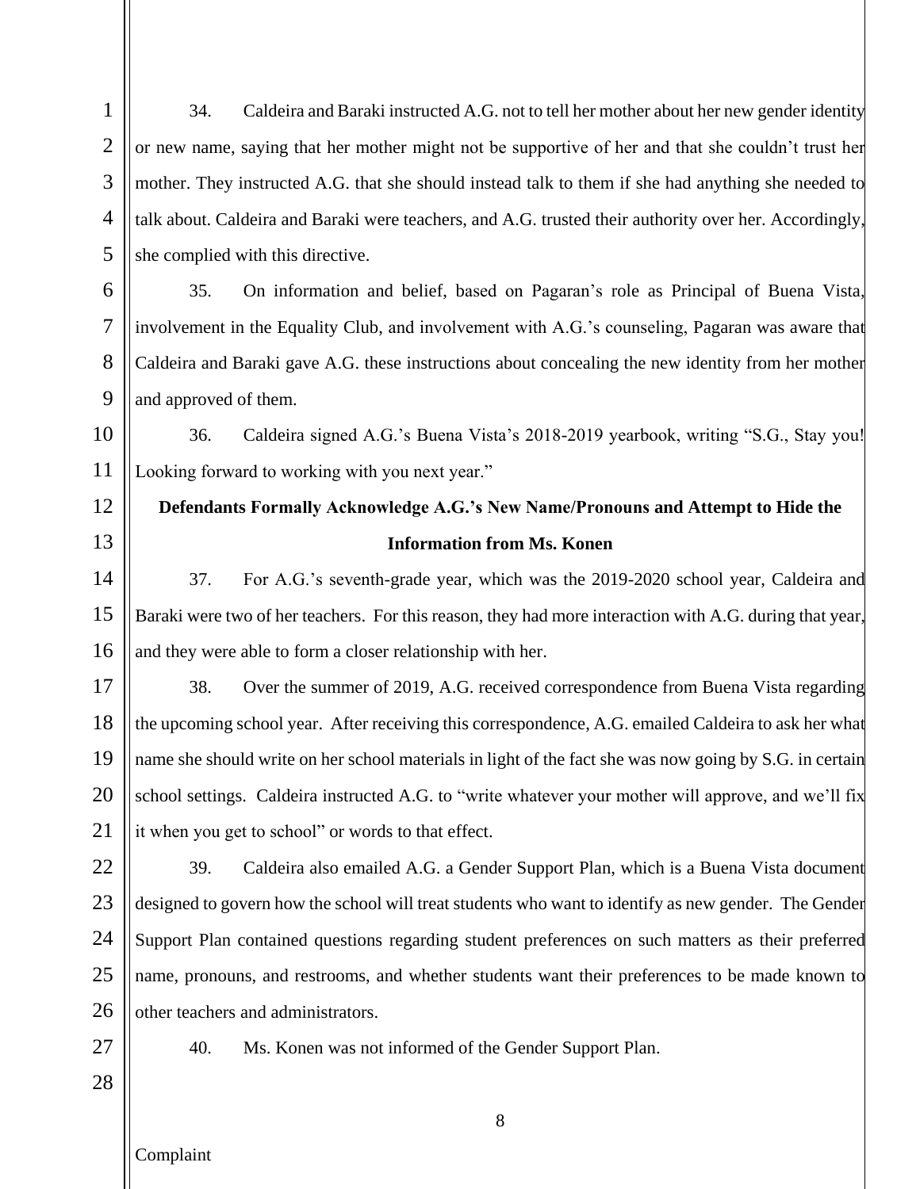34. Caldeira and Baraki instructed A.G. not to tell her mother about her new gender identity or new name, saying that her mother might not be supportive of her and that she couldn't trust her mother. They instructed A.G. that she should instead talk to them if she had anything she needed to talk about. Caldeira and Baraki were teachers, and A.G. trusted their authority over her. Accordingly, she complied with this directive.

35. On information and belief, based on Pagaran's role as Principal of Buena Vista, involvement in the Equality Club, and involvement with A.G.'s counseling, Pagaran was aware that Caldeira and Baraki gave A.G. these instructions about concealing the new identity from her mother and approved of them.

36. Caldeira signed A.G.'s Buena Vista's 2018-2019 yearbook, writing "S.G., Stay you! Looking forward to working with you next year."

**Defendants Formally Acknowledge A.G.'s New Name/Pronouns and Attempt to Hide the Information from Ms. Konen**

37. For A.G.'s seventh-grade year, which was the 2019-2020 school year, Caldeira and Baraki were two of her teachers. For this reason, they had more interaction with A.G. during that year, and they were able to form a closer relationship with her.

38. Over the summer of 2019, A.G. received correspondence from Buena Vista regarding the upcoming school year. After receiving this correspondence, A.G. emailed Caldeira to ask her what name she should write on her school materials in light of the fact she was now going by S.G. in certain school settings. Caldeira instructed A.G. to "write whatever your mother will approve, and we'll fix it when you get to school" or words to that effect.

39. Caldeira also emailed A.G. a Gender Support Plan, which is a Buena Vista document designed to govern how the school will treat students who want to identify as new gender. The Gender Support Plan contained questions regarding student preferences on such matters as their preferred name, pronouns, and restrooms, and whether students want their preferences to be made known to other teachers and administrators.

40. Ms. Konen was not informed of the Gender Support Plan.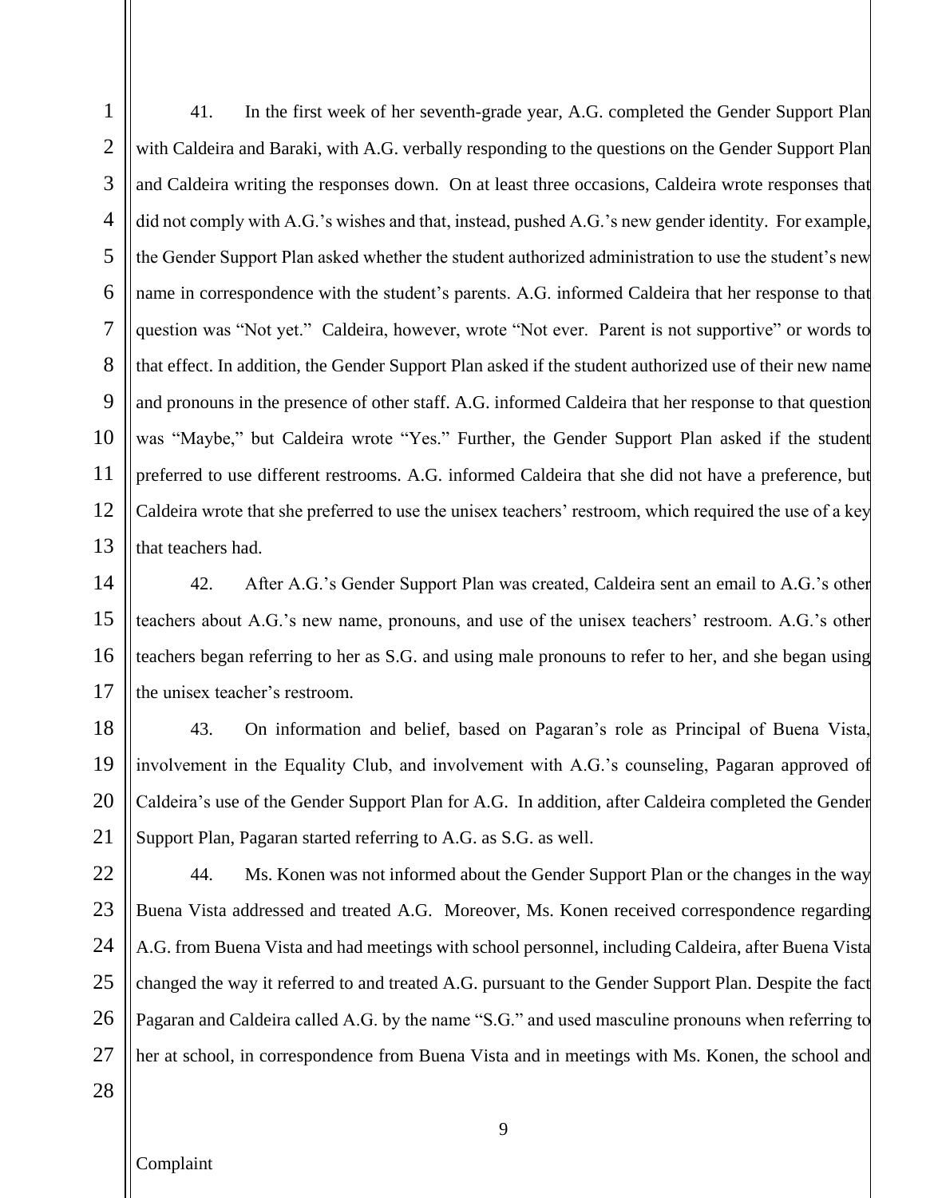41. In the first week of her seventh-grade year, A.G. completed the Gender Support Plan with Caldeira and Baraki, with A.G. verbally responding to the questions on the Gender Support Plan and Caldeira writing the responses down. On at least three occasions, Caldeira wrote responses that did not comply with A.G.'s wishes and that, instead, pushed A.G.'s new gender identity. For example, the Gender Support Plan asked whether the student authorized administration to use the student's new name in correspondence with the student's parents. A.G. informed Caldeira that her response to that question was "Not yet." Caldeira, however, wrote "Not ever. Parent is not supportive" or words to that effect. In addition, the Gender Support Plan asked if the student authorized use of their new name and pronouns in the presence of other staff. A.G. informed Caldeira that her response to that question was "Maybe," but Caldeira wrote "Yes." Further, the Gender Support Plan asked if the student preferred to use different restrooms. A.G. informed Caldeira that she did not have a preference, but Caldeira wrote that she preferred to use the unisex teachers' restroom, which required the use of a key that teachers had.

42. After A.G.'s Gender Support Plan was created, Caldeira sent an email to A.G.'s other teachers about A.G.'s new name, pronouns, and use of the unisex teachers' restroom. A.G.'s other teachers began referring to her as S.G. and using male pronouns to refer to her, and she began using the unisex teacher's restroom.

43. On information and belief, based on Pagaran's role as Principal of Buena Vista, involvement in the Equality Club, and involvement with A.G.'s counseling, Pagaran approved of Caldeira's use of the Gender Support Plan for A.G. In addition, after Caldeira completed the Gender Support Plan, Pagaran started referring to A.G. as S.G. as well.

44. Ms. Konen was not informed about the Gender Support Plan or the changes in the way Buena Vista addressed and treated A.G. Moreover, Ms. Konen received correspondence regarding A.G. from Buena Vista and had meetings with school personnel, including Caldeira, after Buena Vista changed the way it referred to and treated A.G. pursuant to the Gender Support Plan. Despite the fact Pagaran and Caldeira called A.G. by the name "S.G." and used masculine pronouns when referring to her at school, in correspondence from Buena Vista and in meetings with Ms. Konen, the school and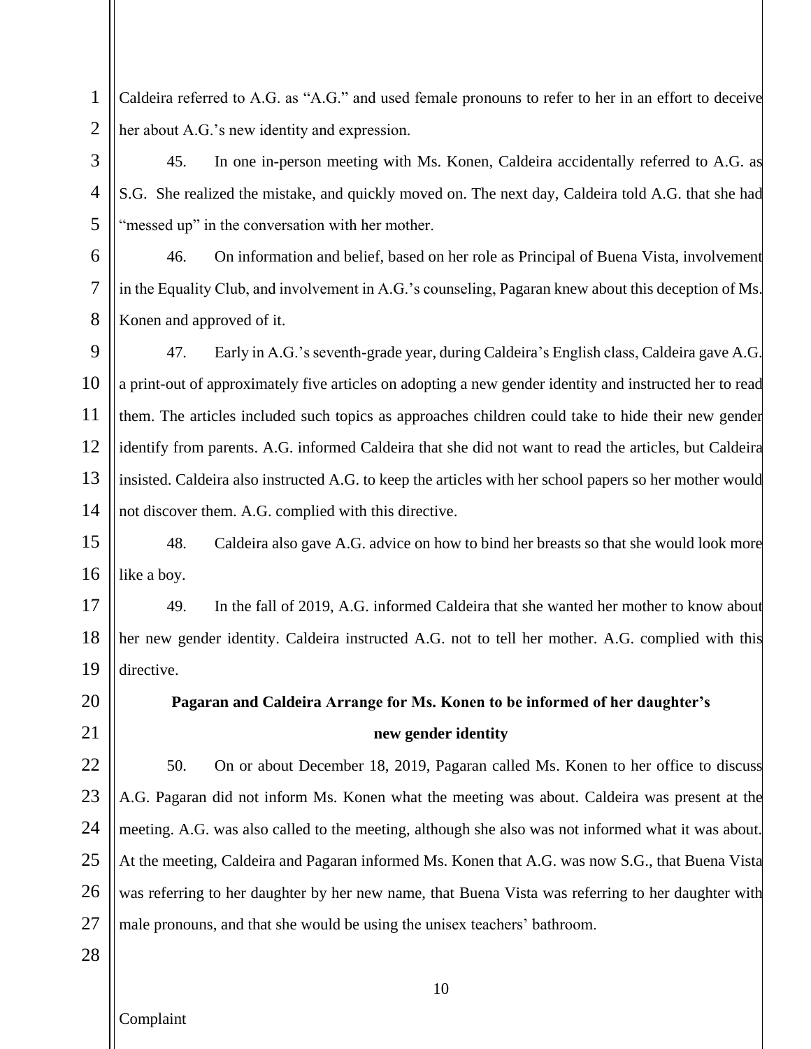Caldeira referred to A.G. as "A.G." and used female pronouns to refer to her in an effort to deceive her about A.G.'s new identity and expression.

45. In one in-person meeting with Ms. Konen, Caldeira accidentally referred to A.G. as S.G. She realized the mistake, and quickly moved on. The next day, Caldeira told A.G. that she had "messed up" in the conversation with her mother.

46. On information and belief, based on her role as Principal of Buena Vista, involvement in the Equality Club, and involvement in A.G.'s counseling, Pagaran knew about this deception of Ms. Konen and approved of it.

47. Early in A.G.'s seventh-grade year, during Caldeira's English class, Caldeira gave A.G. a print-out of approximately five articles on adopting a new gender identity and instructed her to read them. The articles included such topics as approaches children could take to hide their new gender identify from parents. A.G. informed Caldeira that she did not want to read the articles, but Caldeira insisted. Caldeira also instructed A.G. to keep the articles with her school papers so her mother would not discover them. A.G. complied with this directive.

48. Caldeira also gave A.G. advice on how to bind her breasts so that she would look more like a boy.

49. In the fall of 2019, A.G. informed Caldeira that she wanted her mother to know about her new gender identity. Caldeira instructed A.G. not to tell her mother. A.G. complied with this directive.

**Pagaran and Caldeira Arrange for Ms. Konen to be informed of her daughter's new gender identity**

50. On or about December 18, 2019, Pagaran called Ms. Konen to her office to discuss A.G. Pagaran did not inform Ms. Konen what the meeting was about. Caldeira was present at the meeting. A.G. was also called to the meeting, although she also was not informed what it was about. At the meeting, Caldeira and Pagaran informed Ms. Konen that A.G. was now S.G., that Buena Vista was referring to her daughter by her new name, that Buena Vista was referring to her daughter with male pronouns, and that she would be using the unisex teachers' bathroom.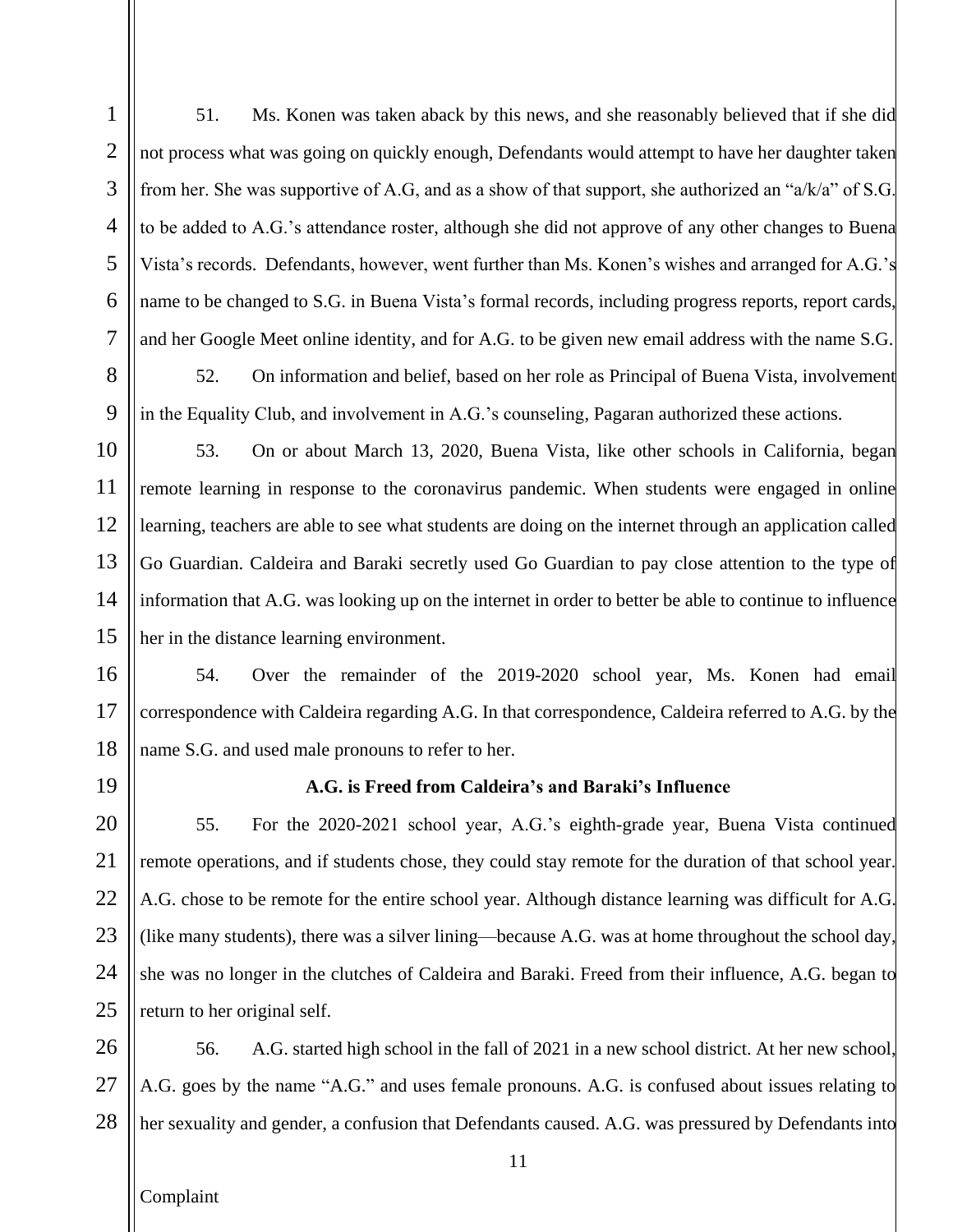51. Ms. Konen was taken aback by this news, and she reasonably believed that if she did not process what was going on quickly enough, Defendants would attempt to have her daughter taken from her. She was supportive of A.G, and as a show of that support, she authorized an "a/k/a" of S.G. to be added to A.G.'s attendance roster, although she did not approve of any other changes to Buena Vista's records. Defendants, however, went further than Ms. Konen's wishes and arranged for A.G.'s name to be changed to S.G. in Buena Vista's formal records, including progress reports, report cards, and her Google Meet online identity, and for A.G. to be given new email address with the name S.G.

52. On information and belief, based on her role as Principal of Buena Vista, involvement in the Equality Club, and involvement in A.G.'s counseling, Pagaran authorized these actions.

53. On or about March 13, 2020, Buena Vista, like other schools in California, began remote learning in response to the coronavirus pandemic. When students were engaged in online learning, teachers are able to see what students are doing on the internet through an application called Go Guardian. Caldeira and Baraki secretly used Go Guardian to pay close attention to the type of information that A.G. was looking up on the internet in order to better be able to continue to influence her in the distance learning environment.

54. Over the remainder of the 2019-2020 school year, Ms. Konen had email correspondence with Caldeira regarding A.G. In that correspondence, Caldeira referred to A.G. by the name S.G. and used male pronouns to refer to her.

**A.G. is Freed from Caldeira's and Baraki's Influence**

55. For the 2020-2021 school year, A.G.'s eighth-grade year, Buena Vista continued remote operations, and if students chose, they could stay remote for the duration of that school year. A.G. chose to be remote for the entire school year. Although distance learning was difficult for A.G. (like many students), there was a silver lining—because A.G. was at home throughout the school day, she was no longer in the clutches of Caldeira and Baraki. Freed from their influence, A.G. began to return to her original self.

56. A.G. started high school in the fall of 2021 in a new school district. At her new school, A.G. goes by the name "A.G." and uses female pronouns. A.G. is confused about issues relating to her sexuality and gender, a confusion that Defendants caused. A.G. was pressured by Defendants into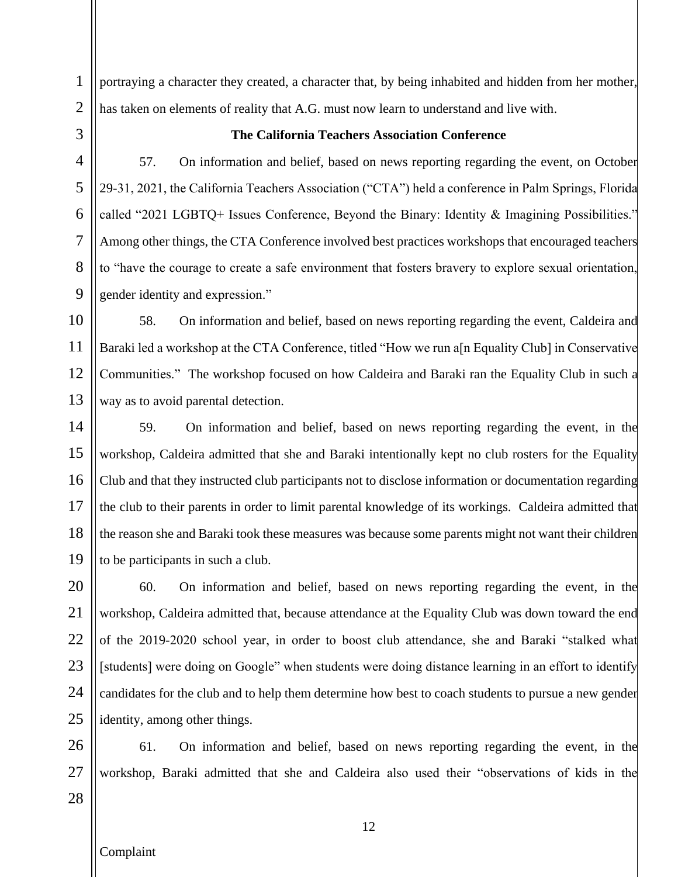portraying a character they created, a character that, by being inhabited and hidden from her mother, has taken on elements of reality that A.G. must now learn to understand and live with.

**The California Teachers Association Conference**

57. On information and belief, based on news reporting regarding the event, on October 29-31, 2021, the California Teachers Association ("CTA") held a conference in Palm Springs, Florida called "2021 LGBTQ+ Issues Conference, Beyond the Binary: Identity & Imagining Possibilities." Among other things, the CTA Conference involved best practices workshops that encouraged teachers to "have the courage to create a safe environment that fosters bravery to explore sexual orientation, gender identity and expression."

58. On information and belief, based on news reporting regarding the event, Caldeira and Baraki led a workshop at the CTA Conference, titled "How we run a[n Equality Club] in Conservative Communities." The workshop focused on how Caldeira and Baraki ran the Equality Club in such a way as to avoid parental detection.

59. On information and belief, based on news reporting regarding the event, in the workshop, Caldeira admitted that she and Baraki intentionally kept no club rosters for the Equality Club and that they instructed club participants not to disclose information or documentation regarding the club to their parents in order to limit parental knowledge of its workings. Caldeira admitted that the reason she and Baraki took these measures was because some parents might not want their children to be participants in such a club.

60. On information and belief, based on news reporting regarding the event, in the workshop, Caldeira admitted that, because attendance at the Equality Club was down toward the end of the 2019-2020 school year, in order to boost club attendance, she and Baraki "stalked what [students] were doing on Google" when students were doing distance learning in an effort to identify candidates for the club and to help them determine how best to coach students to pursue a new gender identity, among other things.

61. On information and belief, based on news reporting regarding the event, in the workshop, Baraki admitted that she and Caldeira also used their "observations of kids in the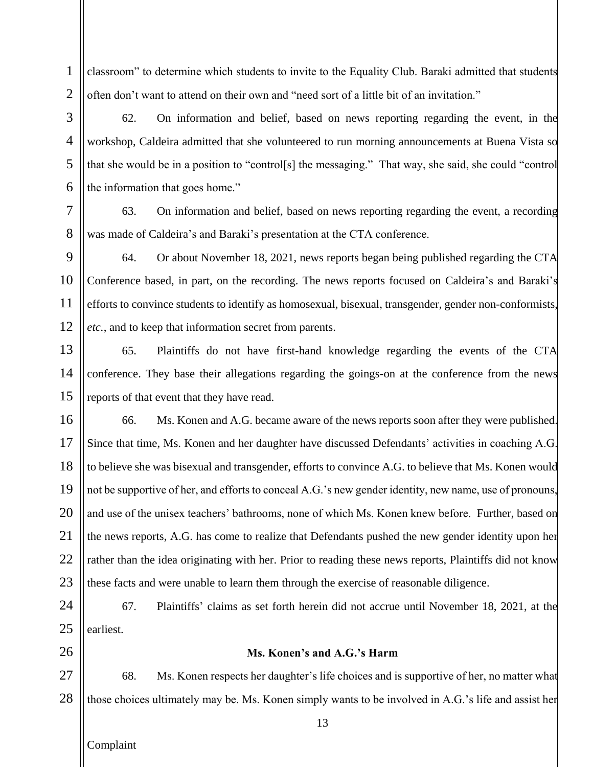classroom" to determine which students to invite to the Equality Club. Baraki admitted that students often don't want to attend on their own and "need sort of a little bit of an invitation."

62. On information and belief, based on news reporting regarding the event, in the workshop, Caldeira admitted that she volunteered to run morning announcements at Buena Vista so that she would be in a position to "control[s] the messaging." That way, she said, she could "control the information that goes home."

63. On information and belief, based on news reporting regarding the event, a recording was made of Caldeira's and Baraki's presentation at the CTA conference.

64. Or about November 18, 2021, news reports began being published regarding the CTA Conference based, in part, on the recording. The news reports focused on Caldeira's and Baraki's efforts to convince students to identify as homosexual, bisexual, transgender, gender non-conformists, *etc.*, and to keep that information secret from parents.

65. Plaintiffs do not have first-hand knowledge regarding the events of the CTA conference. They base their allegations regarding the goings-on at the conference from the news reports of that event that they have read.

66. Ms. Konen and A.G. became aware of the news reports soon after they were published. Since that time, Ms. Konen and her daughter have discussed Defendants' activities in coaching A.G. to believe she was bisexual and transgender, efforts to convince A.G. to believe that Ms. Konen would not be supportive of her, and efforts to conceal A.G.'s new gender identity, new name, use of pronouns, and use of the unisex teachers' bathrooms, none of which Ms. Konen knew before. Further, based on the news reports, A.G. has come to realize that Defendants pushed the new gender identity upon her rather than the idea originating with her. Prior to reading these news reports, Plaintiffs did not know these facts and were unable to learn them through the exercise of reasonable diligence.

67. Plaintiffs' claims as set forth herein did not accrue until November 18, 2021, at the earliest.

**Ms. Konen's and A.G.'s Harm**

68. Ms. Konen respects her daughter's life choices and is supportive of her, no matter what those choices ultimately may be. Ms. Konen simply wants to be involved in A.G.'s life and assist her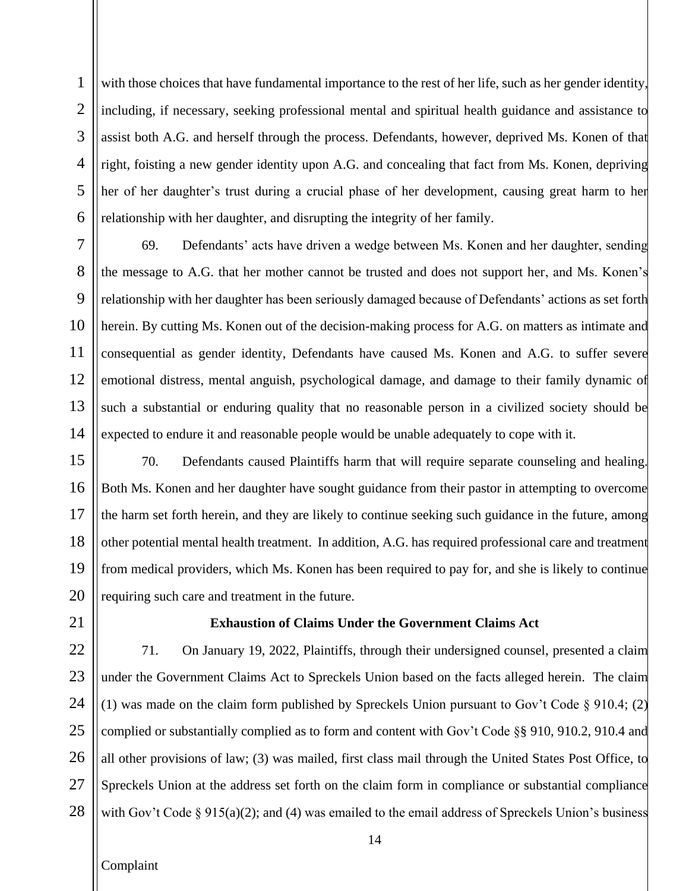with those choices that have fundamental importance to the rest of her life, such as her gender identity, including, if necessary, seeking professional mental and spiritual health guidance and assistance to assist both A.G. and herself through the process. Defendants, however, deprived Ms. Konen of that right, foisting a new gender identity upon A.G. and concealing that fact from Ms. Konen, depriving her of her daughter's trust during a crucial phase of her development, causing great harm to her relationship with her daughter, and disrupting the integrity of her family.

69. Defendants' acts have driven a wedge between Ms. Konen and her daughter, sending the message to A.G. that her mother cannot be trusted and does not support her, and Ms. Konen's relationship with her daughter has been seriously damaged because of Defendants' actions as set forth herein. By cutting Ms. Konen out of the decision-making process for A.G. on matters as intimate and consequential as gender identity, Defendants have caused Ms. Konen and A.G. to suffer severe emotional distress, mental anguish, psychological damage, and damage to their family dynamic of such a substantial or enduring quality that no reasonable person in a civilized society should be expected to endure it and reasonable people would be unable adequately to cope with it.

70. Defendants caused Plaintiffs harm that will require separate counseling and healing. Both Ms. Konen and her daughter have sought guidance from their pastor in attempting to overcome the harm set forth herein, and they are likely to continue seeking such guidance in the future, among other potential mental health treatment. In addition, A.G. has required professional care and treatment from medical providers, which Ms. Konen has been required to pay for, and she is likely to continue requiring such care and treatment in the future.

**Exhaustion of Claims Under the Government Claims Act**

71. On January 19, 2022, Plaintiffs, through their undersigned counsel, presented a claim under the Government Claims Act to Spreckels Union based on the facts alleged herein. The claim (1) was made on the claim form published by Spreckels Union pursuant to Gov't Code § 910.4; (2) complied or substantially complied as to form and content with Gov't Code §§ 910, 910.2, 910.4 and all other provisions of law; (3) was mailed, first class mail through the United States Post Office, to Spreckels Union at the address set forth on the claim form in compliance or substantial compliance with Gov't Code § 915(a)(2); and (4) was emailed to the email address of Spreckels Union's business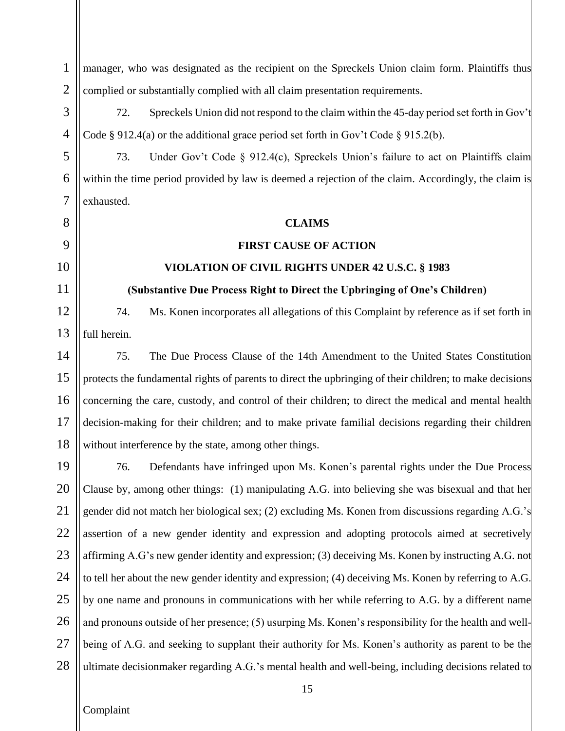manager, who was designated as the recipient on the Spreckels Union claim form. Plaintiffs thus complied or substantially complied with all claim presentation requirements.

72. Spreckels Union did not respond to the claim within the 45-day period set forth in Gov't Code § 912.4(a) or the additional grace period set forth in Gov't Code § 915.2(b).

73. Under Gov't Code § 912.4(c), Spreckels Union's failure to act on Plaintiffs claim within the time period provided by law is deemed a rejection of the claim. Accordingly, the claim is exhausted.

## CLAIMS

## FIRST CAUSE OF ACTION

## VIOLATION OF CIVIL RIGHTS UNDER 42 U.S.C. § 1983

### (Substantive Due Process Right to Direct the Upbringing of One's Children)

74. Ms. Konen incorporates all allegations of this Complaint by reference as if set forth in full herein.

75. The Due Process Clause of the 14th Amendment to the United States Constitution protects the fundamental rights of parents to direct the upbringing of their children; to make decisions concerning the care, custody, and control of their children; to direct the medical and mental health decision-making for their children; and to make private familial decisions regarding their children without interference by the state, among other things.

76. Defendants have infringed upon Ms. Konen's parental rights under the Due Process Clause by, among other things: (1) manipulating A.G. into believing she was bisexual and that her gender did not match her biological sex; (2) excluding Ms. Konen from discussions regarding A.G.'s assertion of a new gender identity and expression and adopting protocols aimed at secretively affirming A.G's new gender identity and expression; (3) deceiving Ms. Konen by instructing A.G. not to tell her about the new gender identity and expression; (4) deceiving Ms. Konen by referring to A.G. by one name and pronouns in communications with her while referring to A.G. by a different name and pronouns outside of her presence; (5) usurping Ms. Konen's responsibility for the health and well-being of A.G. and seeking to supplant their authority for Ms. Konen's authority as parent to be the ultimate decisionmaker regarding A.G.'s mental health and well-being, including decisions related to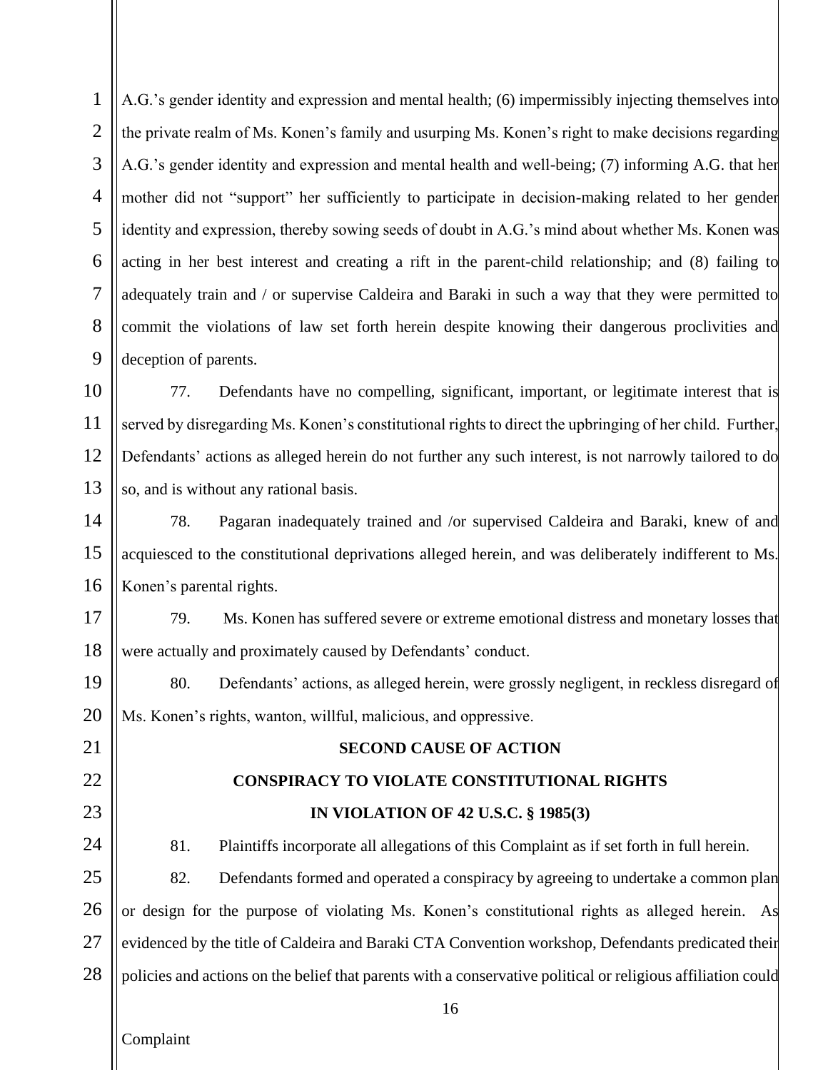A.G.'s gender identity and expression and mental health; (6) impermissibly injecting themselves into the private realm of Ms. Konen's family and usurping Ms. Konen's right to make decisions regarding A.G.'s gender identity and expression and mental health and well-being; (7) informing A.G. that her mother did not "support" her sufficiently to participate in decision-making related to her gender identity and expression, thereby sowing seeds of doubt in A.G.'s mind about whether Ms. Konen was acting in her best interest and creating a rift in the parent-child relationship; and (8) failing to adequately train and / or supervise Caldeira and Baraki in such a way that they were permitted to commit the violations of law set forth herein despite knowing their dangerous proclivities and deception of parents.

77. Defendants have no compelling, significant, important, or legitimate interest that is served by disregarding Ms. Konen's constitutional rights to direct the upbringing of her child. Further, Defendants' actions as alleged herein do not further any such interest, is not narrowly tailored to do so, and is without any rational basis.

78. Pagaran inadequately trained and /or supervised Caldeira and Baraki, knew of and acquiesced to the constitutional deprivations alleged herein, and was deliberately indifferent to Ms. Konen's parental rights.

79. Ms. Konen has suffered severe or extreme emotional distress and monetary losses that were actually and proximately caused by Defendants' conduct.

80. Defendants' actions, as alleged herein, were grossly negligent, in reckless disregard of Ms. Konen's rights, wanton, willful, malicious, and oppressive.

**SECOND CAUSE OF ACTION**

**CONSPIRACY TO VIOLATE CONSTITUTIONAL RIGHTS**

**IN VIOLATION OF 42 U.S.C. § 1985(3)**

81. Plaintiffs incorporate all allegations of this Complaint as if set forth in full herein.

82. Defendants formed and operated a conspiracy by agreeing to undertake a common plan or design for the purpose of violating Ms. Konen's constitutional rights as alleged herein. As evidenced by the title of Caldeira and Baraki CTA Convention workshop, Defendants predicated their policies and actions on the belief that parents with a conservative political or religious affiliation could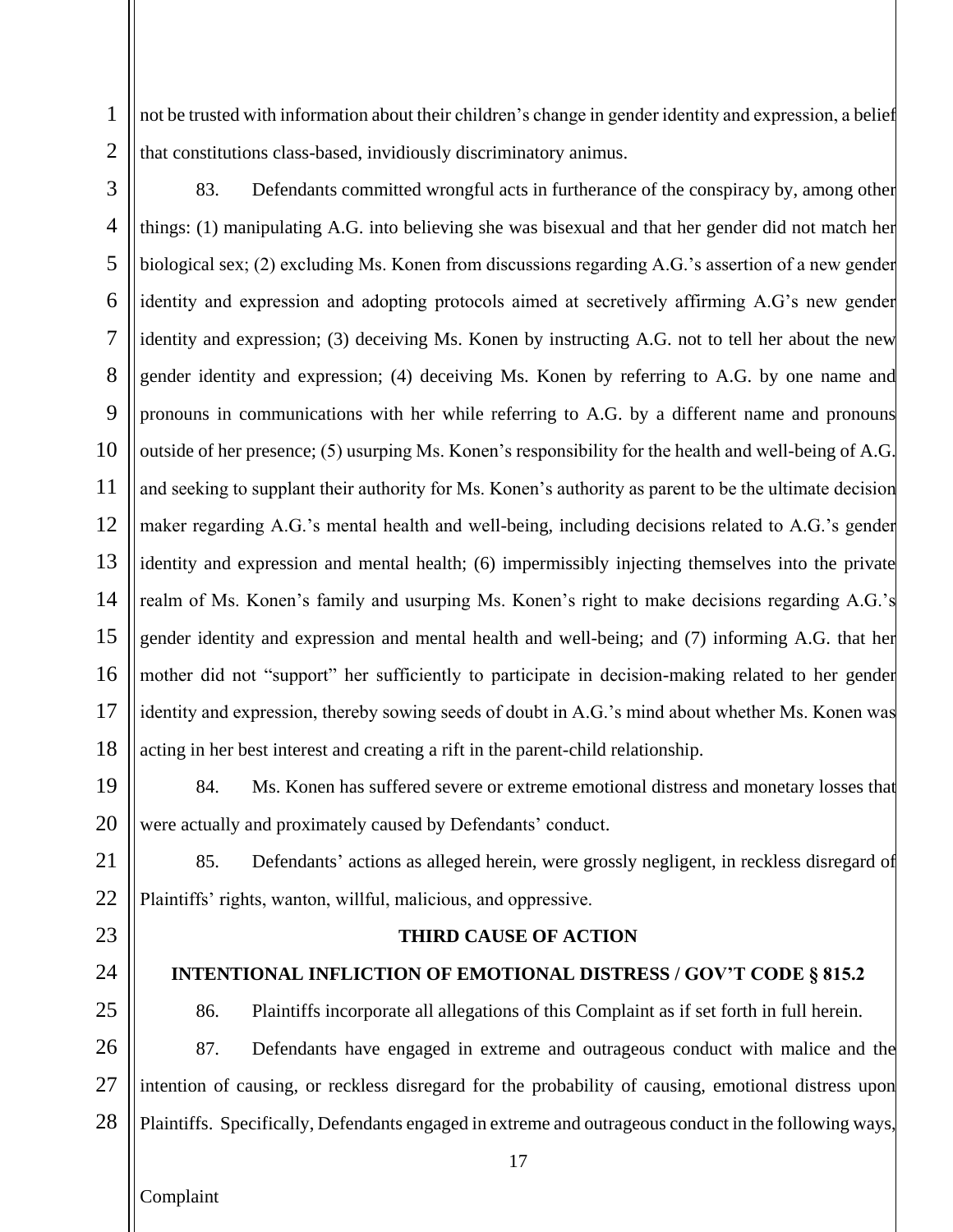not be trusted with information about their children's change in gender identity and expression, a belief that constitutions class-based, invidiously discriminatory animus.

83. Defendants committed wrongful acts in furtherance of the conspiracy by, among other things: (1) manipulating A.G. into believing she was bisexual and that her gender did not match her biological sex; (2) excluding Ms. Konen from discussions regarding A.G.'s assertion of a new gender identity and expression and adopting protocols aimed at secretively affirming A.G's new gender identity and expression; (3) deceiving Ms. Konen by instructing A.G. not to tell her about the new gender identity and expression; (4) deceiving Ms. Konen by referring to A.G. by one name and pronouns in communications with her while referring to A.G. by a different name and pronouns outside of her presence; (5) usurping Ms. Konen's responsibility for the health and well-being of A.G. and seeking to supplant their authority for Ms. Konen's authority as parent to be the ultimate decision maker regarding A.G.'s mental health and well-being, including decisions related to A.G.'s gender identity and expression and mental health; (6) impermissibly injecting themselves into the private realm of Ms. Konen's family and usurping Ms. Konen's right to make decisions regarding A.G.'s gender identity and expression and mental health and well-being; and (7) informing A.G. that her mother did not "support" her sufficiently to participate in decision-making related to her gender identity and expression, thereby sowing seeds of doubt in A.G.'s mind about whether Ms. Konen was acting in her best interest and creating a rift in the parent-child relationship.

84. Ms. Konen has suffered severe or extreme emotional distress and monetary losses that were actually and proximately caused by Defendants' conduct.

85. Defendants' actions as alleged herein, were grossly negligent, in reckless disregard of Plaintiffs' rights, wanton, willful, malicious, and oppressive.

**THIRD CAUSE OF ACTION**

**INTENTIONAL INFLICTION OF EMOTIONAL DISTRESS / GOV'T CODE § 815.2**

86. Plaintiffs incorporate all allegations of this Complaint as if set forth in full herein.

87. Defendants have engaged in extreme and outrageous conduct with malice and the intention of causing, or reckless disregard for the probability of causing, emotional distress upon Plaintiffs. Specifically, Defendants engaged in extreme and outrageous conduct in the following ways,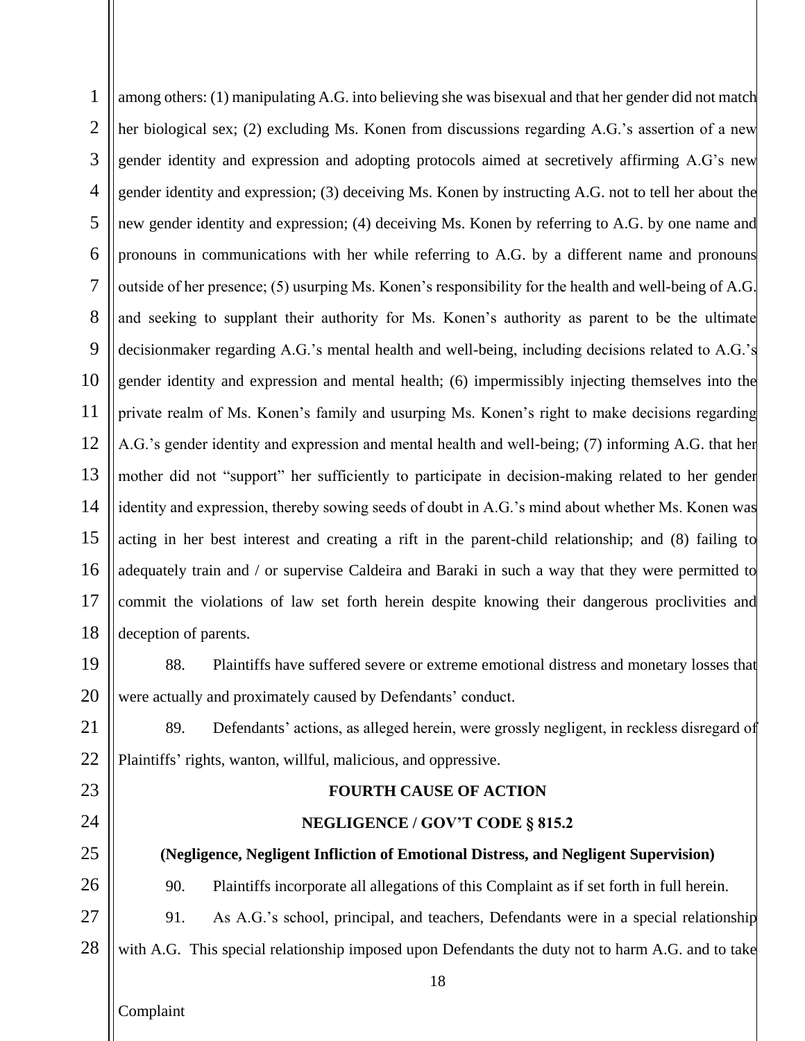among others: (1) manipulating A.G. into believing she was bisexual and that her gender did not match her biological sex; (2) excluding Ms. Konen from discussions regarding A.G.'s assertion of a new gender identity and expression and adopting protocols aimed at secretively affirming A.G's new gender identity and expression; (3) deceiving Ms. Konen by instructing A.G. not to tell her about the new gender identity and expression; (4) deceiving Ms. Konen by referring to A.G. by one name and pronouns in communications with her while referring to A.G. by a different name and pronouns outside of her presence; (5) usurping Ms. Konen's responsibility for the health and well-being of A.G. and seeking to supplant their authority for Ms. Konen's authority as parent to be the ultimate decisionmaker regarding A.G.'s mental health and well-being, including decisions related to A.G.'s gender identity and expression and mental health; (6) impermissibly injecting themselves into the private realm of Ms. Konen's family and usurping Ms. Konen's right to make decisions regarding A.G.'s gender identity and expression and mental health and well-being; (7) informing A.G. that her mother did not "support" her sufficiently to participate in decision-making related to her gender identity and expression, thereby sowing seeds of doubt in A.G.'s mind about whether Ms. Konen was acting in her best interest and creating a rift in the parent-child relationship; and (8) failing to adequately train and / or supervise Caldeira and Baraki in such a way that they were permitted to commit the violations of law set forth herein despite knowing their dangerous proclivities and deception of parents.

88. Plaintiffs have suffered severe or extreme emotional distress and monetary losses that were actually and proximately caused by Defendants' conduct.

89. Defendants' actions, as alleged herein, were grossly negligent, in reckless disregard of Plaintiffs' rights, wanton, willful, malicious, and oppressive.

**FOURTH CAUSE OF ACTION**

**NEGLIGENCE / GOV'T CODE § 815.2**

**(Negligence, Negligent Infliction of Emotional Distress, and Negligent Supervision)**

90. Plaintiffs incorporate all allegations of this Complaint as if set forth in full herein.

91. As A.G.'s school, principal, and teachers, Defendants were in a special relationship with A.G. This special relationship imposed upon Defendants the duty not to harm A.G. and to take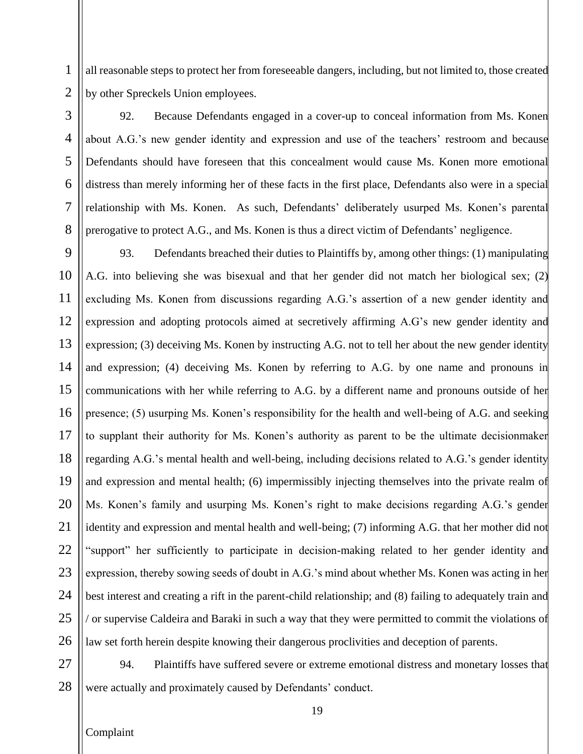all reasonable steps to protect her from foreseeable dangers, including, but not limited to, those created by other Spreckels Union employees.

92. Because Defendants engaged in a cover-up to conceal information from Ms. Konen about A.G.'s new gender identity and expression and use of the teachers' restroom and because Defendants should have foreseen that this concealment would cause Ms. Konen more emotional distress than merely informing her of these facts in the first place, Defendants also were in a special relationship with Ms. Konen. As such, Defendants' deliberately usurped Ms. Konen's parental prerogative to protect A.G., and Ms. Konen is thus a direct victim of Defendants' negligence.

93. Defendants breached their duties to Plaintiffs by, among other things: (1) manipulating A.G. into believing she was bisexual and that her gender did not match her biological sex; (2) excluding Ms. Konen from discussions regarding A.G.'s assertion of a new gender identity and expression and adopting protocols aimed at secretively affirming A.G's new gender identity and expression; (3) deceiving Ms. Konen by instructing A.G. not to tell her about the new gender identity and expression; (4) deceiving Ms. Konen by referring to A.G. by one name and pronouns in communications with her while referring to A.G. by a different name and pronouns outside of her presence; (5) usurping Ms. Konen's responsibility for the health and well-being of A.G. and seeking to supplant their authority for Ms. Konen's authority as parent to be the ultimate decisionmaker regarding A.G.'s mental health and well-being, including decisions related to A.G.'s gender identity and expression and mental health; (6) impermissibly injecting themselves into the private realm of Ms. Konen's family and usurping Ms. Konen's right to make decisions regarding A.G.'s gender identity and expression and mental health and well-being; (7) informing A.G. that her mother did not "support" her sufficiently to participate in decision-making related to her gender identity and expression, thereby sowing seeds of doubt in A.G.'s mind about whether Ms. Konen was acting in her best interest and creating a rift in the parent-child relationship; and (8) failing to adequately train and / or supervise Caldeira and Baraki in such a way that they were permitted to commit the violations of law set forth herein despite knowing their dangerous proclivities and deception of parents.

94. Plaintiffs have suffered severe or extreme emotional distress and monetary losses that were actually and proximately caused by Defendants' conduct.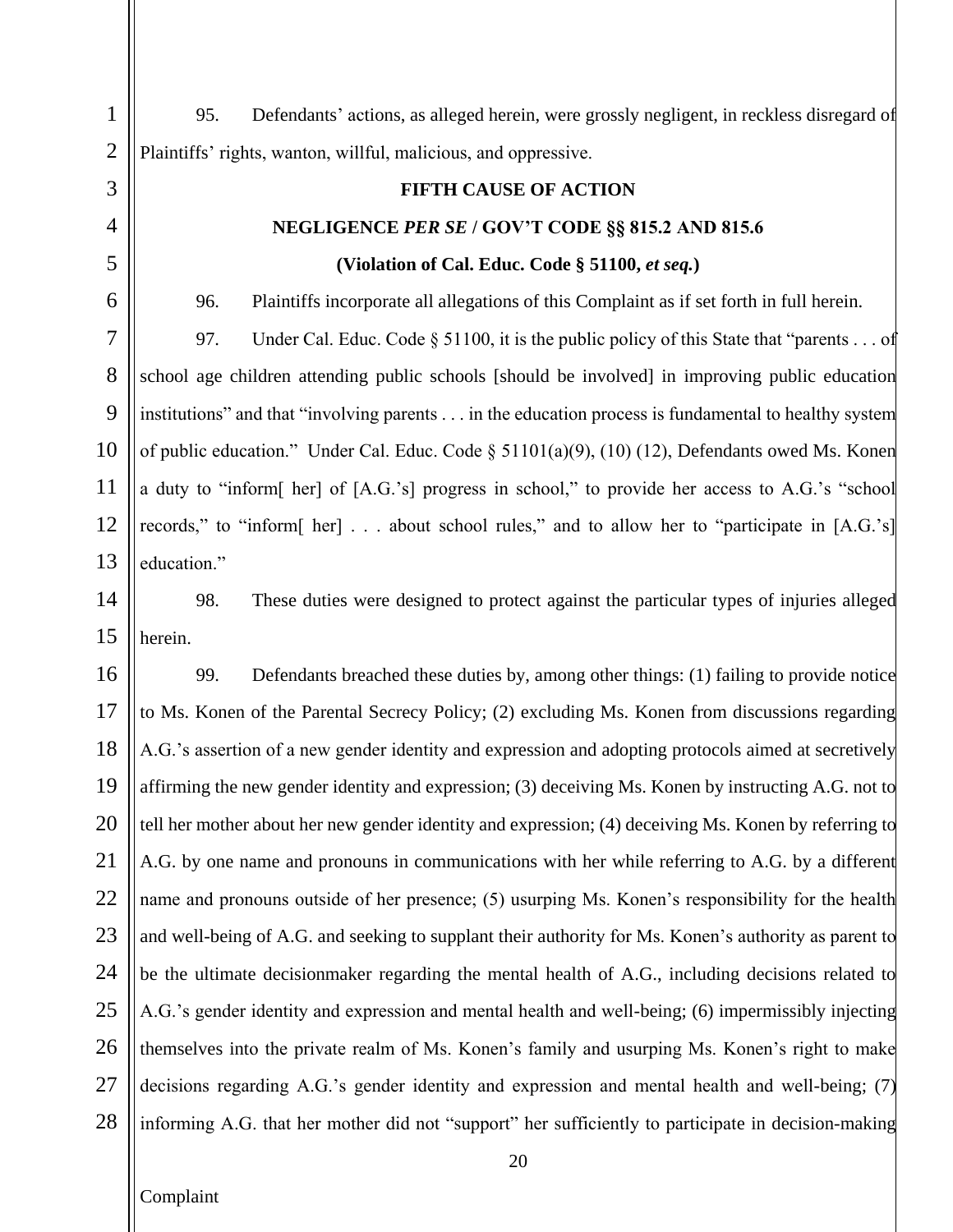95. Defendants' actions, as alleged herein, were grossly negligent, in reckless disregard of Plaintiffs' rights, wanton, willful, malicious, and oppressive.

**FIFTH CAUSE OF ACTION**

**NEGLIGENCE *PER SE* / GOV'T CODE §§ 815.2 AND 815.6**

**(Violation of Cal. Educ. Code § 51100, *et seq.*)**

96. Plaintiffs incorporate all allegations of this Complaint as if set forth in full herein.

97. Under Cal. Educ. Code § 51100, it is the public policy of this State that "parents . . . of school age children attending public schools [should be involved] in improving public education institutions" and that "involving parents . . . in the education process is fundamental to healthy system of public education." Under Cal. Educ. Code § 51101(a)(9), (10) (12), Defendants owed Ms. Konen a duty to "inform[ her] of [A.G.'s] progress in school," to provide her access to A.G.'s "school records," to "inform[ her] . . . about school rules," and to allow her to "participate in [A.G.'s] education."

98. These duties were designed to protect against the particular types of injuries alleged herein.

99. Defendants breached these duties by, among other things: (1) failing to provide notice to Ms. Konen of the Parental Secrecy Policy; (2) excluding Ms. Konen from discussions regarding A.G.'s assertion of a new gender identity and expression and adopting protocols aimed at secretively affirming the new gender identity and expression; (3) deceiving Ms. Konen by instructing A.G. not to tell her mother about her new gender identity and expression; (4) deceiving Ms. Konen by referring to A.G. by one name and pronouns in communications with her while referring to A.G. by a different name and pronouns outside of her presence; (5) usurping Ms. Konen's responsibility for the health and well-being of A.G. and seeking to supplant their authority for Ms. Konen's authority as parent to be the ultimate decisionmaker regarding the mental health of A.G., including decisions related to A.G.'s gender identity and expression and mental health and well-being; (6) impermissibly injecting themselves into the private realm of Ms. Konen's family and usurping Ms. Konen's right to make decisions regarding A.G.'s gender identity and expression and mental health and well-being; (7) informing A.G. that her mother did not "support" her sufficiently to participate in decision-making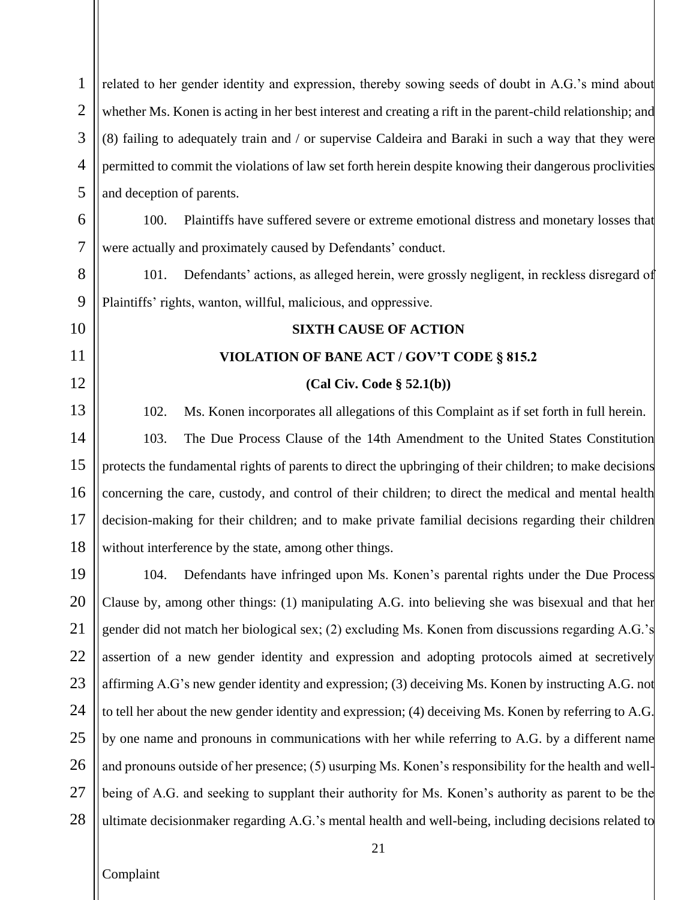related to her gender identity and expression, thereby sowing seeds of doubt in A.G.'s mind about whether Ms. Konen is acting in her best interest and creating a rift in the parent-child relationship; and (8) failing to adequately train and / or supervise Caldeira and Baraki in such a way that they were permitted to commit the violations of law set forth herein despite knowing their dangerous proclivities and deception of parents.

100. Plaintiffs have suffered severe or extreme emotional distress and monetary losses that were actually and proximately caused by Defendants' conduct.

101. Defendants' actions, as alleged herein, were grossly negligent, in reckless disregard of Plaintiffs' rights, wanton, willful, malicious, and oppressive.

**SIXTH CAUSE OF ACTION**

**VIOLATION OF BANE ACT / GOV'T CODE § 815.2**

**(Cal Civ. Code § 52.1(b))**

102. Ms. Konen incorporates all allegations of this Complaint as if set forth in full herein.

103. The Due Process Clause of the 14th Amendment to the United States Constitution protects the fundamental rights of parents to direct the upbringing of their children; to make decisions concerning the care, custody, and control of their children; to direct the medical and mental health decision-making for their children; and to make private familial decisions regarding their children without interference by the state, among other things.

104. Defendants have infringed upon Ms. Konen's parental rights under the Due Process Clause by, among other things: (1) manipulating A.G. into believing she was bisexual and that her gender did not match her biological sex; (2) excluding Ms. Konen from discussions regarding A.G.'s assertion of a new gender identity and expression and adopting protocols aimed at secretively affirming A.G's new gender identity and expression; (3) deceiving Ms. Konen by instructing A.G. not to tell her about the new gender identity and expression; (4) deceiving Ms. Konen by referring to A.G. by one name and pronouns in communications with her while referring to A.G. by a different name and pronouns outside of her presence; (5) usurping Ms. Konen's responsibility for the health and well-being of A.G. and seeking to supplant their authority for Ms. Konen's authority as parent to be the ultimate decisionmaker regarding A.G.'s mental health and well-being, including decisions related to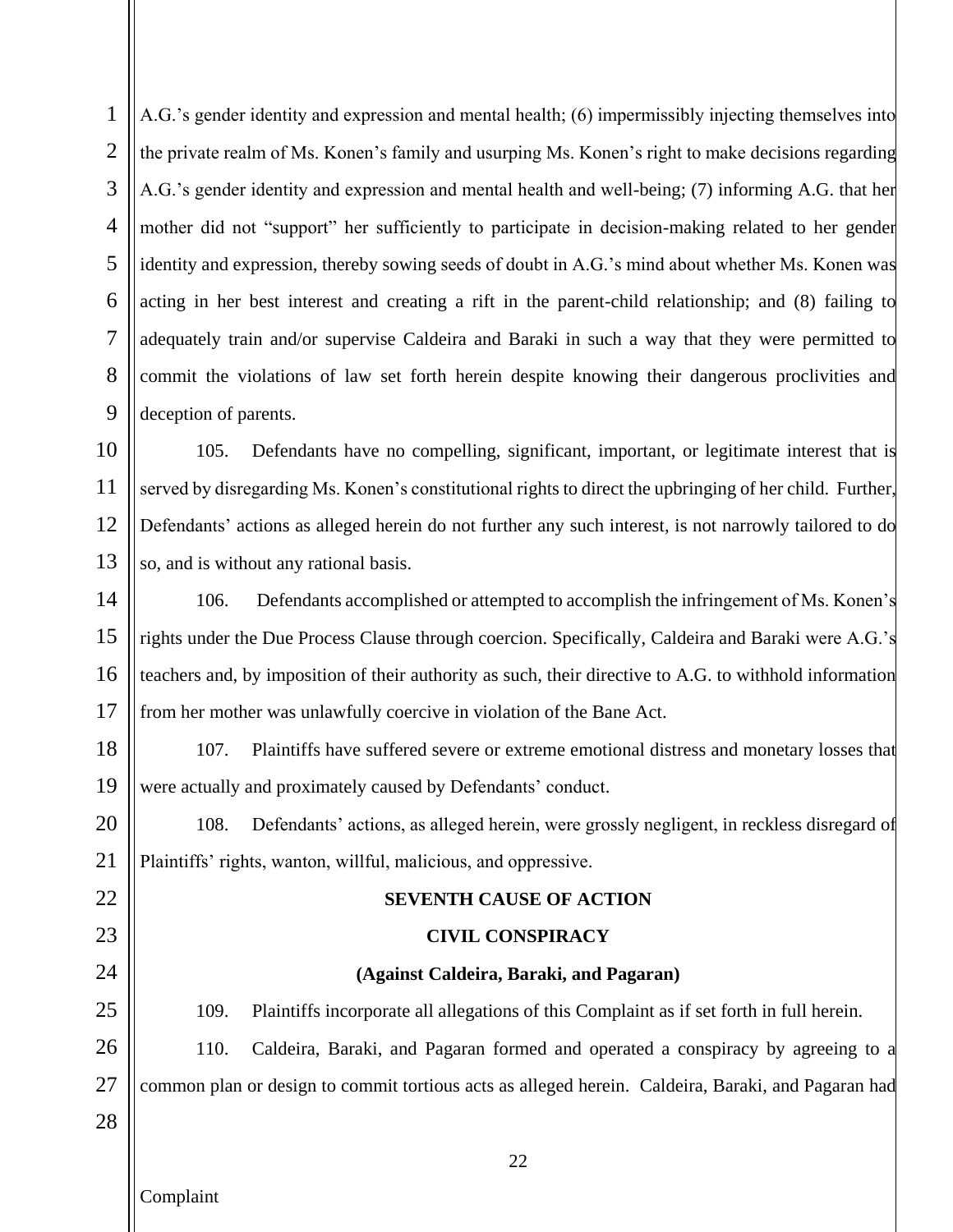A.G.'s gender identity and expression and mental health; (6) impermissibly injecting themselves into the private realm of Ms. Konen's family and usurping Ms. Konen's right to make decisions regarding A.G.'s gender identity and expression and mental health and well-being; (7) informing A.G. that her mother did not "support" her sufficiently to participate in decision-making related to her gender identity and expression, thereby sowing seeds of doubt in A.G.'s mind about whether Ms. Konen was acting in her best interest and creating a rift in the parent-child relationship; and (8) failing to adequately train and/or supervise Caldeira and Baraki in such a way that they were permitted to commit the violations of law set forth herein despite knowing their dangerous proclivities and deception of parents.

105. Defendants have no compelling, significant, important, or legitimate interest that is served by disregarding Ms. Konen's constitutional rights to direct the upbringing of her child. Further, Defendants' actions as alleged herein do not further any such interest, is not narrowly tailored to do so, and is without any rational basis.

106. Defendants accomplished or attempted to accomplish the infringement of Ms. Konen's rights under the Due Process Clause through coercion. Specifically, Caldeira and Baraki were A.G.'s teachers and, by imposition of their authority as such, their directive to A.G. to withhold information from her mother was unlawfully coercive in violation of the Bane Act.

107. Plaintiffs have suffered severe or extreme emotional distress and monetary losses that were actually and proximately caused by Defendants' conduct.

108. Defendants' actions, as alleged herein, were grossly negligent, in reckless disregard of Plaintiffs' rights, wanton, willful, malicious, and oppressive.

**SEVENTH CAUSE OF ACTION**

**CIVIL CONSPIRACY**

**(Against Caldeira, Baraki, and Pagaran)**

109. Plaintiffs incorporate all allegations of this Complaint as if set forth in full herein.

110. Caldeira, Baraki, and Pagaran formed and operated a conspiracy by agreeing to a common plan or design to commit tortious acts as alleged herein. Caldeira, Baraki, and Pagaran had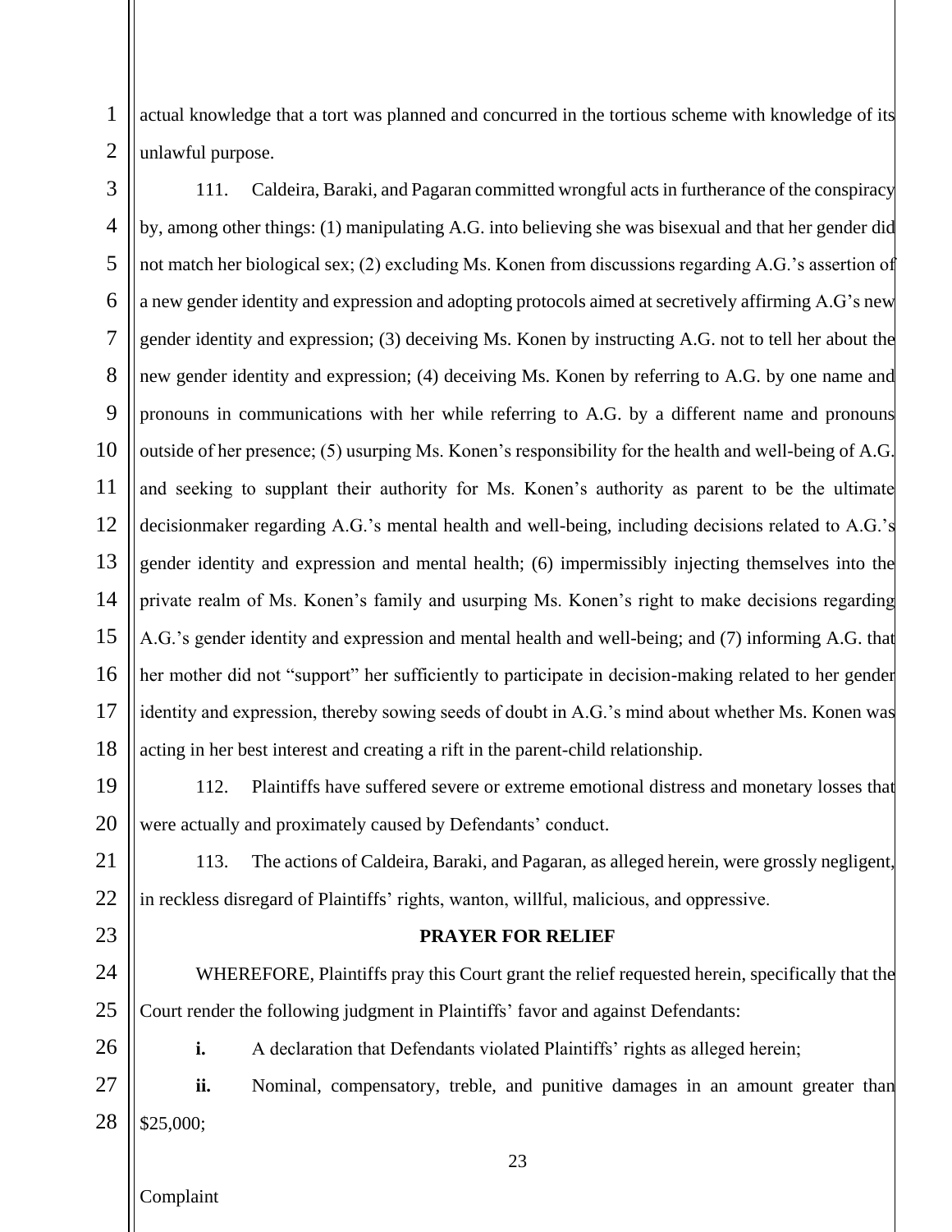actual knowledge that a tort was planned and concurred in the tortious scheme with knowledge of its unlawful purpose.

111. Caldeira, Baraki, and Pagaran committed wrongful acts in furtherance of the conspiracy by, among other things: (1) manipulating A.G. into believing she was bisexual and that her gender did not match her biological sex; (2) excluding Ms. Konen from discussions regarding A.G.'s assertion of a new gender identity and expression and adopting protocols aimed at secretively affirming A.G's new gender identity and expression; (3) deceiving Ms. Konen by instructing A.G. not to tell her about the new gender identity and expression; (4) deceiving Ms. Konen by referring to A.G. by one name and pronouns in communications with her while referring to A.G. by a different name and pronouns outside of her presence; (5) usurping Ms. Konen's responsibility for the health and well-being of A.G. and seeking to supplant their authority for Ms. Konen's authority as parent to be the ultimate decisionmaker regarding A.G.'s mental health and well-being, including decisions related to A.G.'s gender identity and expression and mental health; (6) impermissibly injecting themselves into the private realm of Ms. Konen's family and usurping Ms. Konen's right to make decisions regarding A.G.'s gender identity and expression and mental health and well-being; and (7) informing A.G. that her mother did not "support" her sufficiently to participate in decision-making related to her gender identity and expression, thereby sowing seeds of doubt in A.G.'s mind about whether Ms. Konen was acting in her best interest and creating a rift in the parent-child relationship.

112. Plaintiffs have suffered severe or extreme emotional distress and monetary losses that were actually and proximately caused by Defendants' conduct.

113. The actions of Caldeira, Baraki, and Pagaran, as alleged herein, were grossly negligent, in reckless disregard of Plaintiffs' rights, wanton, willful, malicious, and oppressive.

## PRAYER FOR RELIEF

WHEREFORE, Plaintiffs pray this Court grant the relief requested herein, specifically that the Court render the following judgment in Plaintiffs' favor and against Defendants:

**i.** A declaration that Defendants violated Plaintiffs' rights as alleged herein;

**ii.** Nominal, compensatory, treble, and punitive damages in an amount greater than $25,000;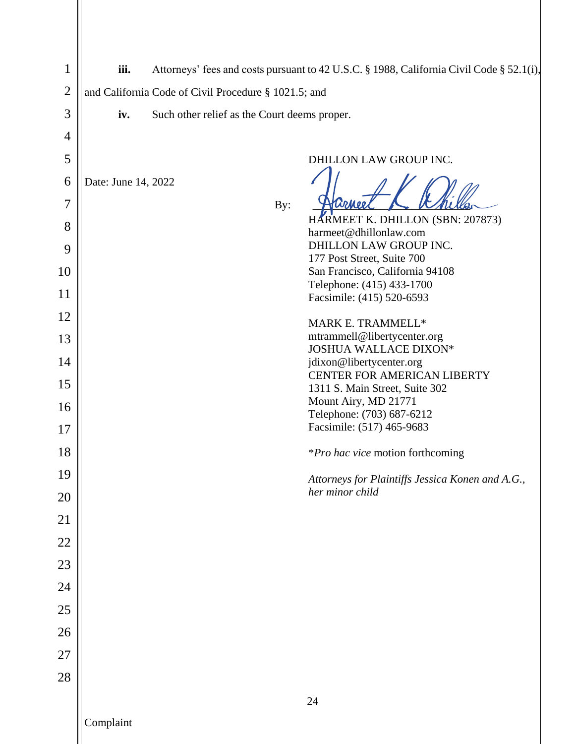**iii.** Attorneys' fees and costs pursuant to 42 U.S.C. § 1988, California Civil Code § 52.1(i), and California Code of Civil Procedure § 1021.5; and

**iv.** Such other relief as the Court deems proper.

DHILLON LAW GROUP INC.

Date: June 14, 2022

By: _______________________

HARMEET K. DHILLON (SBN: 207873)
harmeet@dhillonlaw.com
DHILLON LAW GROUP INC.
177 Post Street, Suite 700
San Francisco, California 94108
Telephone: (415) 433-1700
Facsimile: (415) 520-6593

MARK E. TRAMMELL*
mtrammell@libertycenter.org
JOSHUA WALLACE DIXON*
jdixon@libertycenter.org
CENTER FOR AMERICAN LIBERTY
1311 S. Main Street, Suite 302
Mount Airy, MD 21771
Telephone: (703) 687-6212
Facsimile: (517) 465-9683

**Pro hac vice* motion forthcoming

*Attorneys for Plaintiffs Jessica Konen and A.G., her minor child*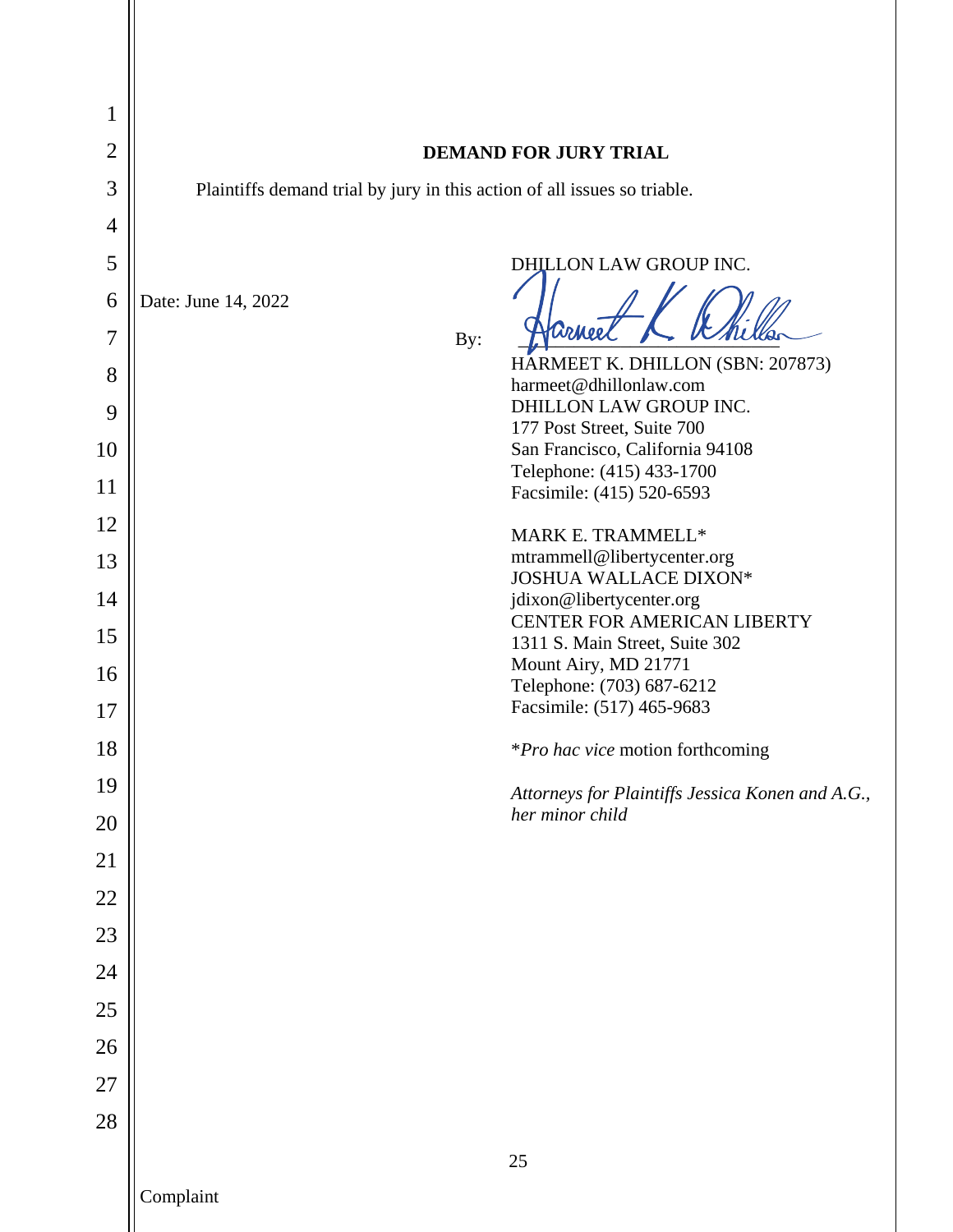## DEMAND FOR JURY TRIAL

Plaintiffs demand trial by jury in this action of all issues so triable.

DHILLON LAW GROUP INC.

Date: June 14, 2022

By: ______________________

HARMEET K. DHILLON (SBN: 207873)
harmeet@dhillonlaw.com
DHILLON LAW GROUP INC.
177 Post Street, Suite 700
San Francisco, California 94108
Telephone: (415) 433-1700
Facsimile: (415) 520-6593

MARK E. TRAMMELL*
mtrammell@libertycenter.org
JOSHUA WALLACE DIXON*
jdixon@libertycenter.org
CENTER FOR AMERICAN LIBERTY
1311 S. Main Street, Suite 302
Mount Airy, MD 21771
Telephone: (703) 687-6212
Facsimile: (517) 465-9683

**Pro hac vice* motion forthcoming

*Attorneys for Plaintiffs Jessica Konen and A.G., her minor child*

Complaint